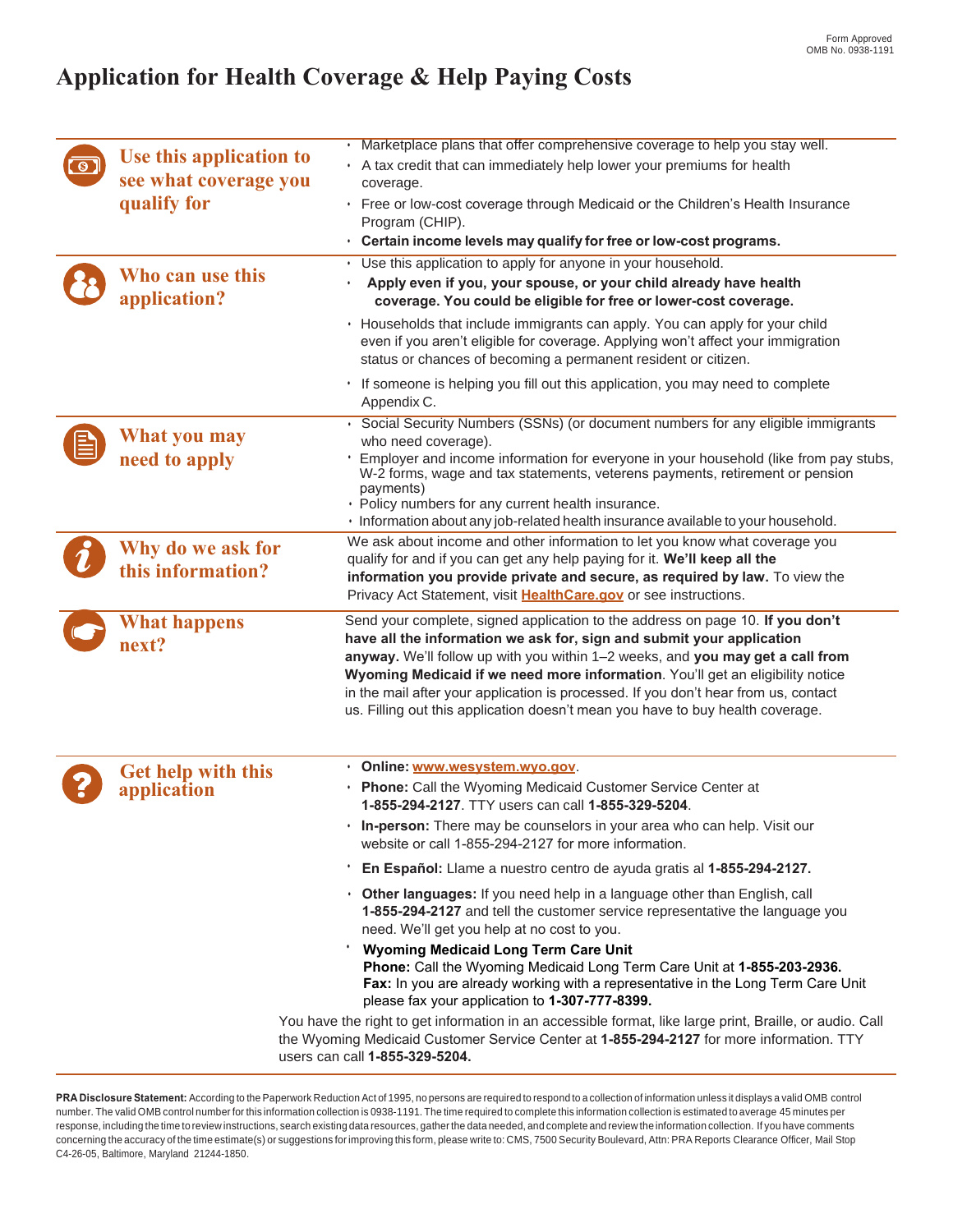Form Approved
OMB No. 0938-1191

# Application for Health Coverage & Help Paying Costs

## Use this application to see what coverage you qualify for

- Marketplace plans that offer comprehensive coverage to help you stay well.
- A tax credit that can immediately help lower your premiums for health coverage.
- Free or low-cost coverage through Medicaid or the Children's Health Insurance Program (CHIP).
- **Certain income levels may qualify for free or low-cost programs.**

## Who can use this application?

- Use this application to apply for anyone in your household.
- **Apply even if you, your spouse, or your child already have health coverage. You could be eligible for free or lower-cost coverage.**
- Households that include immigrants can apply. You can apply for your child even if you aren't eligible for coverage. Applying won't affect your immigration status or chances of becoming a permanent resident or citizen.
- If someone is helping you fill out this application, you may need to complete Appendix C.

## What you may need to apply

- Social Security Numbers (SSNs) (or document numbers for any eligible immigrants who need coverage).
- Employer and income information for everyone in your household (like from pay stubs, W-2 forms, wage and tax statements, veterens payments, retirement or pension payments)
- Policy numbers for any current health insurance.
- Information about any job-related health insurance available to your household.

## Why do we ask for this information?

We ask about income and other information to let you know what coverage you qualify for and if you can get any help paying for it. **We'll keep all the information you provide private and secure, as required by law.** To view the Privacy Act Statement, visit **HealthCare.gov** or see instructions.

## What happens next?

Send your complete, signed application to the address on page 10. **If you don't have all the information we ask for, sign and submit your application anyway.** We'll follow up with you within 1–2 weeks, and **you may get a call from Wyoming Medicaid if we need more information**. You'll get an eligibility notice in the mail after your application is processed. If you don't hear from us, contact us. Filling out this application doesn't mean you have to buy health coverage.

## Get help with this application

- **Online: www.wesystem.wyo.gov**.
- **Phone:** Call the Wyoming Medicaid Customer Service Center at **1-855-294-2127**. TTY users can call **1-855-329-5204**.
- **In-person:** There may be counselors in your area who can help. Visit our website or call 1-855-294-2127 for more information.
- **En Español:** Llame a nuestro centro de ayuda gratis al **1-855-294-2127.**
- **Other languages:** If you need help in a language other than English, call **1-855-294-2127** and tell the customer service representative the language you need. We'll get you help at no cost to you.
- **Wyoming Medicaid Long Term Care Unit**
  **Phone:** Call the Wyoming Medicaid Long Term Care Unit at **1-855-203-2936.**
  **Fax:** In you are already working with a representative in the Long Term Care Unit please fax your application to **1-307-777-8399.**

You have the right to get information in an accessible format, like large print, Braille, or audio. Call the Wyoming Medicaid Customer Service Center at **1-855-294-2127** for more information. TTY users can call **1-855-329-5204.**

**PRA Disclosure Statement:** According to the Paperwork Reduction Act of 1995, no persons are required to respond to a collection of information unless it displays a valid OMB control number. The valid OMB control number for this information collection is 0938-1191. The time required to complete this information collection is estimated to average 45 minutes per response, including the time to review instructions, search existing data resources, gather the data needed, and complete and review the information collection. If you have comments concerning the accuracy of the time estimate(s) or suggestions for improving this form, please write to: CMS, 7500 Security Boulevard, Attn: PRA Reports Clearance Officer, Mail Stop C4-26-05, Baltimore, Maryland 21244-1850.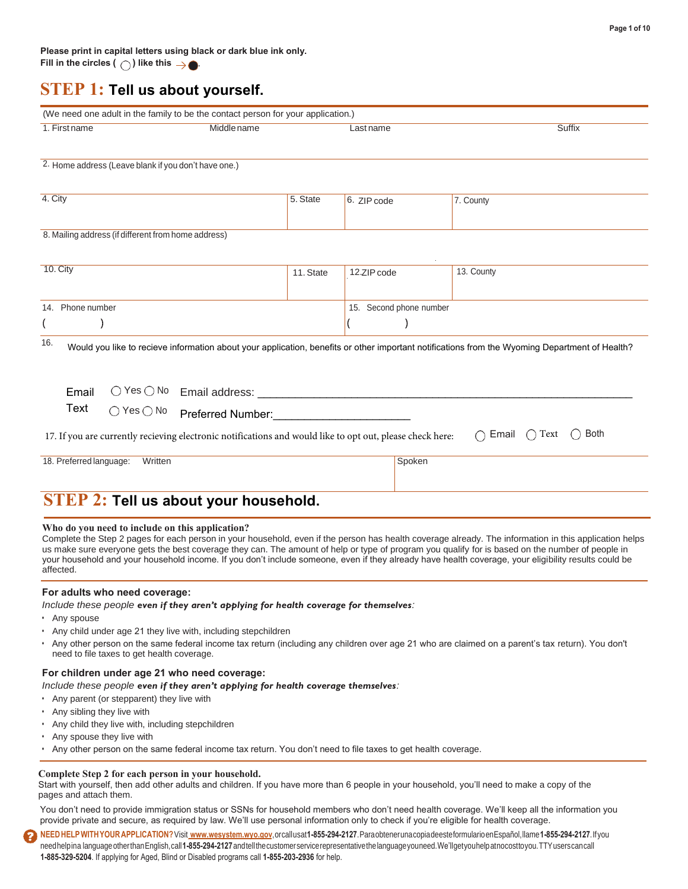Please print in capital letters using black or dark blue ink only.
Fill in the circles ( ◯ ) like this → ●.

# STEP 1: Tell us about yourself.

(We need one adult in the family to be the contact person for your application.)

| 1. First name | Middle name | Last name | Suffix |
|---|---|---|---|
| | | | |

| 2. Home address (Leave blank if you don't have one.) |
|---|
| |

| 4. City | 5. State | 6. ZIP code | 7. County |
|---|---|---|---|
| | | | |

| 8. Mailing address (if different from home address) |
|---|
| |

| 10. City | 11. State | 12. ZIP code | 13. County |
|---|---|---|---|
| | | | |

| 14. Phone number | 15. Second phone number |
|---|---|
| (     ) | (     ) |

16. Would you like to recieve information about your application, benefits or other important notifications from the Wyoming Department of Health?

Email ◯ Yes ◯ No Email address: ___________________________________________

Text ◯ Yes ◯ No Preferred Number:_____________________

17. If you are currently recieving electronic notifications and would like to opt out, please check here: ◯ Email ◯ Text ◯ Both

| 18. Preferred language: Written | Spoken |
|---|---|
| | |

# STEP 2: Tell us about your household.

**Who do you need to include on this application?**

Complete the Step 2 pages for each person in your household, even if the person has health coverage already. The information in this application helps us make sure everyone gets the best coverage they can. The amount of help or type of program you qualify for is based on the number of people in your household and your household income. If you don't include someone, even if they already have health coverage, your eligibility results could be affected.

### For adults who need coverage:

*Include these people* ***even if they aren't applying for health coverage for themselves****:*

- Any spouse
- Any child under age 21 they live with, including stepchildren
- Any other person on the same federal income tax return (including any children over age 21 who are claimed on a parent's tax return). You don't need to file taxes to get health coverage.

### For children under age 21 who need coverage:

*Include these people* ***even if they aren't applying for health coverage themselves****:*

- Any parent (or stepparent) they live with
- Any sibling they live with
- Any child they live with, including stepchildren
- Any spouse they live with
- Any other person on the same federal income tax return. You don't need to file taxes to get health coverage.

**Complete Step 2 for each person in your household.**

Start with yourself, then add other adults and children. If you have more than 6 people in your household, you'll need to make a copy of the pages and attach them.

You don't need to provide immigration status or SSNs for household members who don't need health coverage. We'll keep all the information you provide private and secure, as required by law. We'll use personal information only to check if you're eligible for health coverage.

**NEED HELP WITH YOUR APPLICATION?** Visit www.wesystem.wyo.gov, or call us at **1-855-294-2127**. Para obtener una copia de este formulario en Español, llame **1-855-294-2127**. If you need help in a language other than English, call **1-855-294-2127** and tell the customer service representative the language you need. We'll get you help at no cost to you. TTY users can call **1-885-329-5204**. If applying for Aged, Blind or Disabled programs call **1-855-203-2936** for help.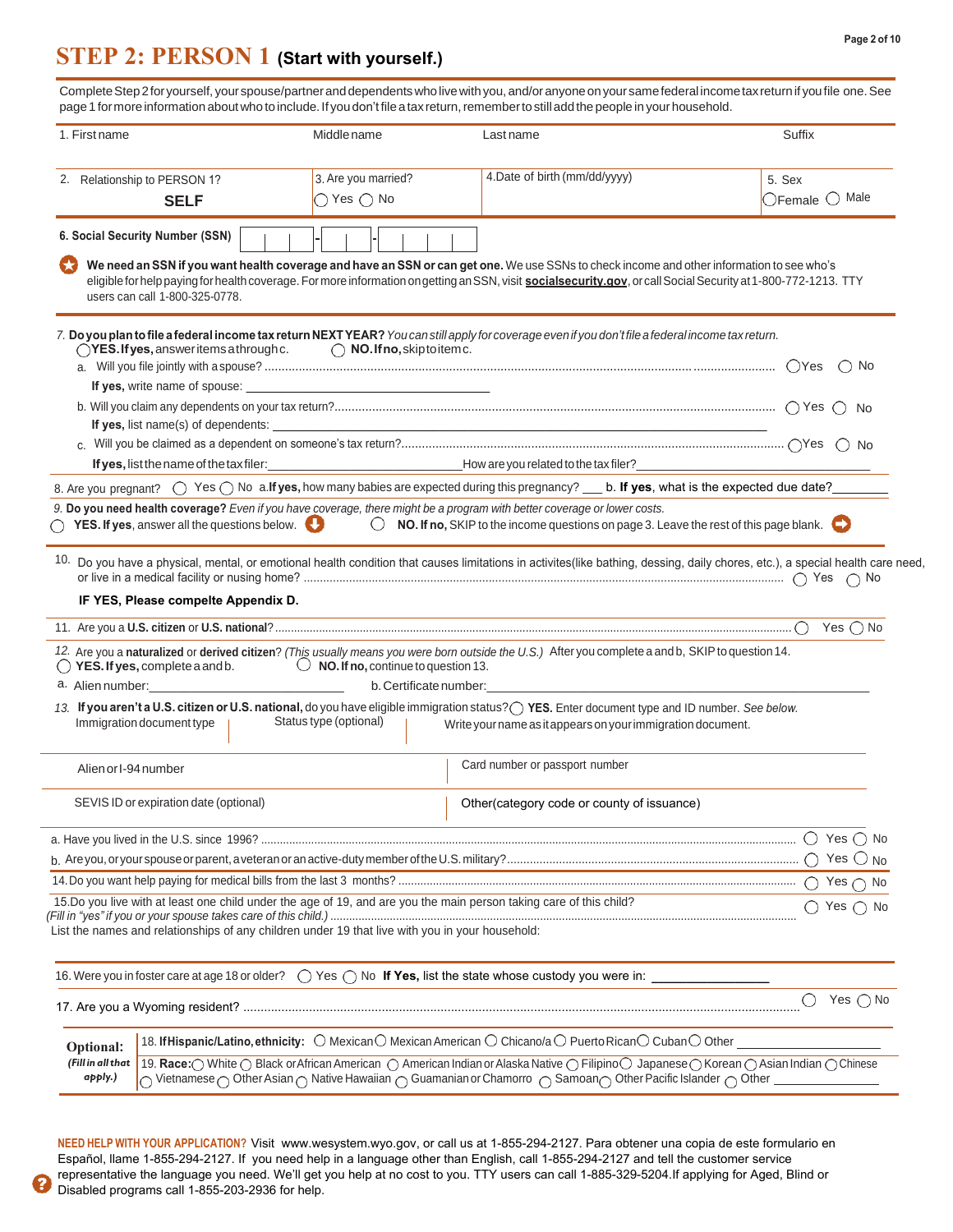# STEP 2: PERSON 1 (Start with yourself.)

Complete Step 2 for yourself, your spouse/partner and dependents who live with you, and/or anyone on your same federal income tax return if you file one. See page 1 for more information about who to include. If you don't file a tax return, remember to still add the people in your household.

| 1. First name | Middle name | Last name | Suffix |
|---|---|---|---|
| | | | |

| 2. Relationship to PERSON 1? | 3. Are you married? | 4. Date of birth (mm/dd/yyyy) | 5. Sex |
|---|---|---|---|
| **SELF** | ◯ Yes ◯ No | | ◯ Female ◯ Male |

**6. Social Security Number (SSN)** ☐☐☐-☐☐-☐☐☐☐

**We need an SSN if you want health coverage and have an SSN or can get one.** We use SSNs to check income and other information to see who's eligible for help paying for health coverage. For more information on getting an SSN, visit **socialsecurity.gov**, or call Social Security at 1-800-772-1213. TTY users can call 1-800-325-0778.

7. **Do you plan to file a federal income tax return NEXT YEAR?** *You can still apply for coverage even if you don't file a federal income tax return.*
◯ **YES. If yes,** answer items a through c. ◯ **NO. If no,** skip to item c.

a. Will you file jointly with a spouse? ◯ Yes ◯ No
**If yes,** write name of spouse: ______________________

b. Will you claim any dependents on your tax return? ◯ Yes ◯ No
**If yes,** list name(s) of dependents: ______________________

c. Will you be claimed as a dependent on someone's tax return? ◯ Yes ◯ No
**If yes,** list the name of the tax filer: ______________________ How are you related to the tax filer? ______________________

8. Are you pregnant? ◯ Yes ◯ No a. **If yes,** how many babies are expected during this pregnancy? ___ b. **If yes**, what is the expected due date? ________

9. **Do you need health coverage?** *Even if you have coverage, there might be a program with better coverage or lower costs.*
◯ **YES. If yes**, answer all the questions below. ◯ **NO. If no,** SKIP to the income questions on page 3. Leave the rest of this page blank.

10. Do you have a physical, mental, or emotional health condition that causes limitations in activites(like bathing, dessing, daily chores, etc.), a special health care need, or live in a medical facility or nusing home? ◯ Yes ◯ No
**IF YES, Please compelte Appendix D.**

11. Are you a **U.S. citizen** or **U.S. national**? ◯ Yes ◯ No

12. Are you a **naturalized** or **derived citizen**? *(This usually means you were born outside the U.S.)* After you complete a and b, SKIP to question 14.
◯ **YES. If yes,** complete a and b. ◯ **NO. If no,** continue to question 13.
a. Alien number: ______________________ b. Certificate number: ______________________

13. **If you aren't a U.S. citizen or U.S. national,** do you have eligible immigration status? ◯ **YES.** Enter document type and ID number. *See below.*

| Immigration document type | Status type (optional) | Write your name as it appears on your immigration document. |
|---|---|---|
| | | |

| Alien or I-94 number | Card number or passport number |
|---|---|
| SEVIS ID or expiration date (optional) | Other(category code or county of issuance) |

a. Have you lived in the U.S. since 1996? ◯ Yes ◯ No

b. Are you, or your spouse or parent, a veteran or an active-duty member of the U.S. military? ◯ Yes ◯ No

14. Do you want help paying for medical bills from the last 3 months? ◯ Yes ◯ No

15. Do you live with at least one child under the age of 19, and are you the main person taking care of this child? ◯ Yes ◯ No
*(Fill in "yes" if you or your spouse takes care of this child.)*
List the names and relationships of any children under 19 that live with you in your household:

16. Were you in foster care at age 18 or older? ◯ Yes ◯ No **If Yes,** list the state whose custody you were in: ________

17. Are you a Wyoming resident? ◯ Yes ◯ No

**Optional:** *(Fill in all that apply.)*

18. **If Hispanic/Latino, ethnicity:** ◯ Mexican ◯ Mexican American ◯ Chicano/a ◯ Puerto Rican ◯ Cuban ◯ Other ________

19. **Race:** ◯ White ◯ Black or African American ◯ American Indian or Alaska Native ◯ Filipino ◯ Japanese ◯ Korean ◯ Asian Indian ◯ Chinese ◯ Vietnamese ◯ Other Asian ◯ Native Hawaiian ◯ Guamanian or Chamorro ◯ Samoan ◯ Other Pacific Islander ◯ Other ________

**NEED HELP WITH YOUR APPLICATION?** Visit www.wesystem.wyo.gov, or call us at 1-855-294-2127. Para obtener una copia de este formulario en Español, llame 1-855-294-2127. If you need help in a language other than English, call 1-855-294-2127 and tell the customer service representative the language you need. We'll get you help at no cost to you. TTY users can call 1-885-329-5204. If applying for Aged, Blind or Disabled programs call 1-855-203-2936 for help.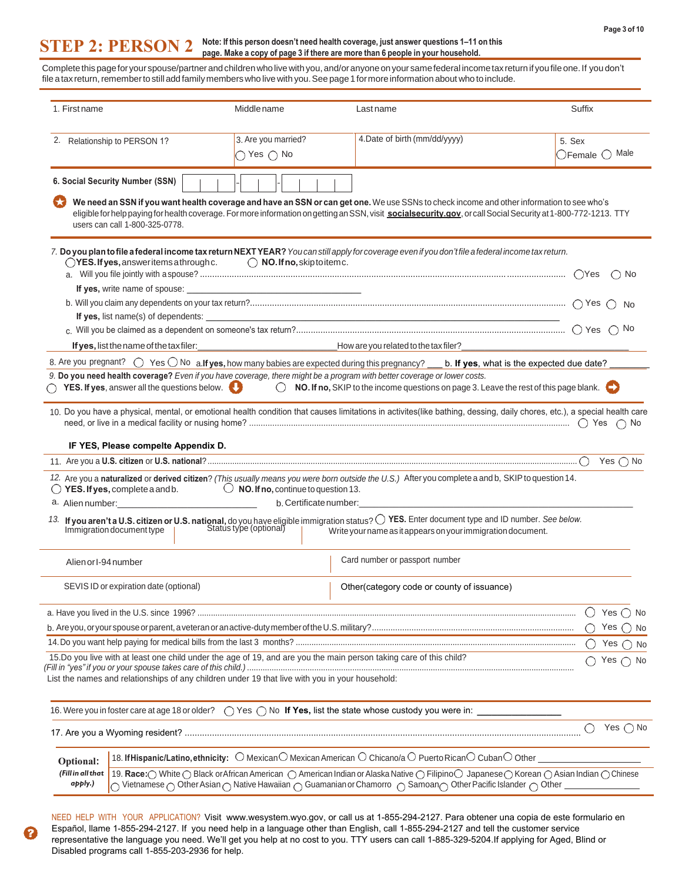# STEP 2: PERSON 2

**Note: If this person doesn't need health coverage, just answer questions 1–11 on this page. Make a copy of page 3 if there are more than 6 people in your household.**

Complete this page for your spouse/partner and children who live with you, and/or anyone on your same federal income tax return if you file one. If you don't file a tax return, remember to still add family members who live with you. See page 1 for more information about who to include.

| 1. First name | Middle name | Last name | Suffix |
|---|---|---|---|
| 2. Relationship to PERSON 1? | 3. Are you married? ◯ Yes ◯ No | 4. Date of birth (mm/dd/yyyy) | 5. Sex ◯ Female ◯ Male |

**6. Social Security Number (SSN)** ___ - ___ - ___

**We need an SSN if you want health coverage and have an SSN or can get one.** We use SSNs to check income and other information to see who's eligible for help paying for health coverage. For more information on getting an SSN, visit **socialsecurity.gov**, or call Social Security at 1-800-772-1213. TTY users can call 1-800-325-0778.

7. **Do you plan to file a federal income tax return NEXT YEAR?** *You can still apply for coverage even if you don't file a federal income tax return.*
◯ **YES. If yes,** answer items a through c. ◯ **NO. If no,** skip to item c.

a. Will you file jointly with a spouse? ◯ Yes ◯ No
**If yes,** write name of spouse: ____________________

b. Will you claim any dependents on your tax return? ◯ Yes ◯ No
**If yes,** list name(s) of dependents: ____________________

c. Will you be claimed as a dependent on someone's tax return? ◯ Yes ◯ No
**If yes,** list the name of the tax filer: ____________________ How are you related to the tax filer? ____________________

8. Are you pregnant? ◯ Yes ◯ No a. **If yes,** how many babies are expected during this pregnancy? ___ b. **If yes**, what is the expected due date? ________

9. **Do you need health coverage?** *Even if you have coverage, there might be a program with better coverage or lower costs.*
◯ **YES. If yes**, answer all the questions below. ◯ **NO. If no,** SKIP to the income questions on page 3. Leave the rest of this page blank.

10. Do you have a physical, mental, or emotional health condition that causes limitations in activites(like bathing, dessing, daily chores, etc.), a special health care need, or live in a medical facility or nusing home? ◯ Yes ◯ No

**IF YES, Please compelte Appendix D.**

11. Are you a **U.S. citizen** or **U.S. national**? ◯ Yes ◯ No

12. Are you a **naturalized** or **derived citizen**? *(This usually means you were born outside the U.S.)* After you complete a and b, SKIP to question 14.
◯ **YES. If yes,** complete a and b. ◯ **NO. If no,** continue to question 13.

a. Alien number: ____________________ b. Certificate number: ____________________

13. **If you aren't a U.S. citizen or U.S. national,** do you have eligible immigration status? ◯ **YES.** Enter document type and ID number. *See below.*

| Immigration document type | Status type (optional) | Write your name as it appears on your immigration document. |
|---|---|---|
| Alien or I-94 number | Card number or passport number | |
| SEVIS ID or expiration date (optional) | Other(category code or county of issuance) | |

a. Have you lived in the U.S. since 1996? ◯ Yes ◯ No

b. Are you, or your spouse or parent, a veteran or an active-duty member of the U.S. military? ◯ Yes ◯ No

14. Do you want help paying for medical bills from the last 3 months? ◯ Yes ◯ No

15. Do you live with at least one child under the age of 19, and are you the main person taking care of this child? *(Fill in "yes" if you or your spouse takes care of this child.)* ◯ Yes ◯ No
List the names and relationships of any children under 19 that live with you in your household:

16. Were you in foster care at age 18 or older? ◯ Yes ◯ No **If Yes,** list the state whose custody you were in: ____________

17. Are you a Wyoming resident? ◯ Yes ◯ No

**Optional:** *(Fill in all that apply.)*

18. **If Hispanic/Latino, ethnicity:** ◯ Mexican ◯ Mexican American ◯ Chicano/a ◯ Puerto Rican ◯ Cuban ◯ Other ____________

19. **Race:** ◯ White ◯ Black or African American ◯ American Indian or Alaska Native ◯ Filipino ◯ Japanese ◯ Korean ◯ Asian Indian ◯ Chinese ◯ Vietnamese ◯ Other Asian ◯ Native Hawaiian ◯ Guamanian or Chamorro ◯ Samoan ◯ Other Pacific Islander ◯ Other ____________

NEED HELP WITH YOUR APPLICATION? Visit www.wesystem.wyo.gov, or call us at 1-855-294-2127. Para obtener una copia de este formulario en Español, llame 1-855-294-2127. If you need help in a language other than English, call 1-855-294-2127 and tell the customer service representative the language you need. We'll get you help at no cost to you. TTY users can call 1-885-329-5204.If applying for Aged, Blind or Disabled programs call 1-855-203-2936 for help.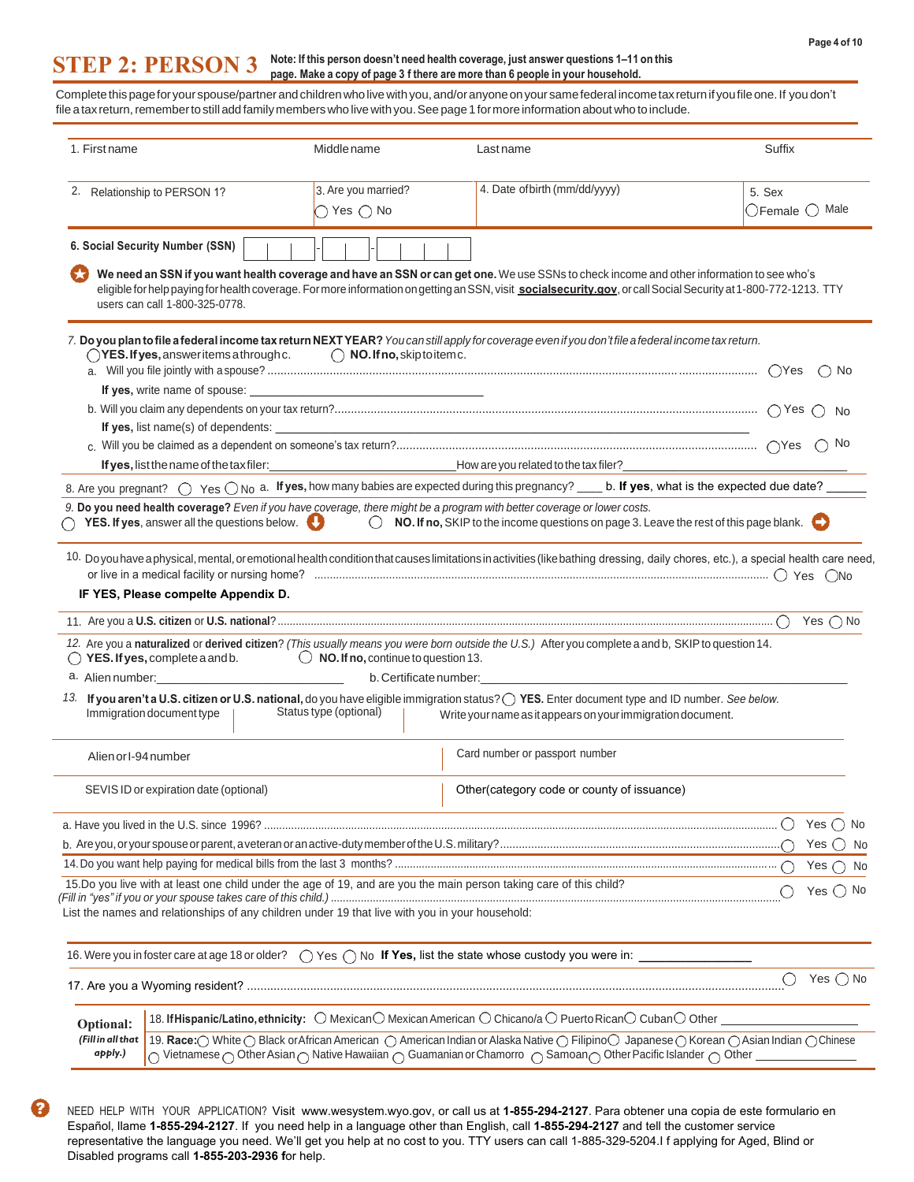# STEP 2: PERSON 3

**Note: If this person doesn't need health coverage, just answer questions 1–11 on this page. Make a copy of page 3 f there are more than 6 people in your household.**

Complete this page for your spouse/partner and children who live with you, and/or anyone on your same federal income tax return if you file one. If you don't file a tax return, remember to still add family members who live with you. See page 1 for more information about who to include.

| 1. First name | Middle name | Last name | Suffix |
|---|---|---|---|
| 2. Relationship to PERSON 1? | 3. Are you married? ◯ Yes ◯ No | 4. Date of birth (mm/dd/yyyy) | 5. Sex ◯ Female ◯ Male |

**6. Social Security Number (SSN)** ___ - ___ - ____

**We need an SSN if you want health coverage and have an SSN or can get one.** We use SSNs to check income and other information to see who's eligible for help paying for health coverage. For more information on getting an SSN, visit **socialsecurity.gov**, or call Social Security at 1-800-772-1213. TTY users can call 1-800-325-0778.

7. **Do you plan to file a federal income tax return NEXT YEAR?** *You can still apply for coverage even if you don't file a federal income tax return.*
◯ **YES. If yes,** answer items a through c. ◯ **NO. If no,** skip to item c.

a. Will you file jointly with a spouse? ◯ Yes ◯ No
**If yes,** write name of spouse: ______________________

b. Will you claim any dependents on your tax return? ◯ Yes ◯ No
**If yes,** list name(s) of dependents: ______________________

c. Will you be claimed as a dependent on someone's tax return? ◯ Yes ◯ No
**If yes,** list the name of the tax filer: ______________ How are you related to the tax filer? ______________

8. Are you pregnant? ◯ Yes ◯ No a. **If yes,** how many babies are expected during this pregnancy? ____ b. **If yes,** what is the expected due date? ______

9. **Do you need health coverage?** *Even if you have coverage, there might be a program with better coverage or lower costs.*
◯ **YES. If yes**, answer all the questions below. ◯ **NO. If no,** SKIP to the income questions on page 3. Leave the rest of this page blank.

10. Do you have a physical, mental, or emotional health condition that causes limitations in activities (like bathing dressing, daily chores, etc.), a special health care need, or live in a medical facility or nursing home? ◯ Yes ◯ No
**IF YES, Please compelte Appendix D.**

11. Are you a **U.S. citizen** or **U.S. national**? ◯ Yes ◯ No

12. Are you a **naturalized** or **derived citizen**? *(This usually means you were born outside the U.S.)* After you complete a and b, SKIP to question 14.
◯ **YES. If yes,** complete a and b. ◯ **NO. If no,** continue to question 13.
a. Alien number: ______________ b. Certificate number: ______________

13. **If you aren't a U.S. citizen or U.S. national,** do you have eligible immigration status? ◯ **YES.** Enter document type and ID number. *See below.*

| Immigration document type | Status type (optional) | Write your name as it appears on your immigration document. |
|---|---|---|
| Alien or I-94 number | | Card number or passport number |
| SEVIS ID or expiration date (optional) | | Other (category code or county of issuance) |

a. Have you lived in the U.S. since 1996? ◯ Yes ◯ No

b. Are you, or your spouse or parent, a veteran or an active-duty member of the U.S. military? ◯ Yes ◯ No

14. Do you want help paying for medical bills from the last 3 months? ◯ Yes ◯ No

15. Do you live with at least one child under the age of 19, and are you the main person taking care of this child? *(Fill in "yes" if you or your spouse takes care of this child.)* ◯ Yes ◯ No
List the names and relationships of any children under 19 that live with you in your household:

16. Were you in foster care at age 18 or older? ◯ Yes ◯ No **If Yes,** list the state whose custody you were in: ______________

17. Are you a Wyoming resident? ◯ Yes ◯ No

**Optional:** *(Fill in all that apply.)*

18. **If Hispanic/Latino, ethnicity:** ◯ Mexican ◯ Mexican American ◯ Chicano/a ◯ Puerto Rican ◯ Cuban ◯ Other ______________

19. **Race:** ◯ White ◯ Black or African American ◯ American Indian or Alaska Native ◯ Filipino ◯ Japanese ◯ Korean ◯ Asian Indian ◯ Chinese ◯ Vietnamese ◯ Other Asian ◯ Native Hawaiian ◯ Guamanian or Chamorro ◯ Samoan ◯ Other Pacific Islander ◯ Other ______________

NEED HELP WITH YOUR APPLICATION? Visit www.wesystem.wyo.gov, or call us at **1-855-294-2127**. Para obtener una copia de este formulario en Español, llame **1-855-294-2127**. If you need help in a language other than English, call **1-855-294-2127** and tell the customer service representative the language you need. We'll get you help at no cost to you. TTY users can call 1-885-329-5204.I f applying for Aged, Blind or Disabled programs call **1-855-203-2936** for help.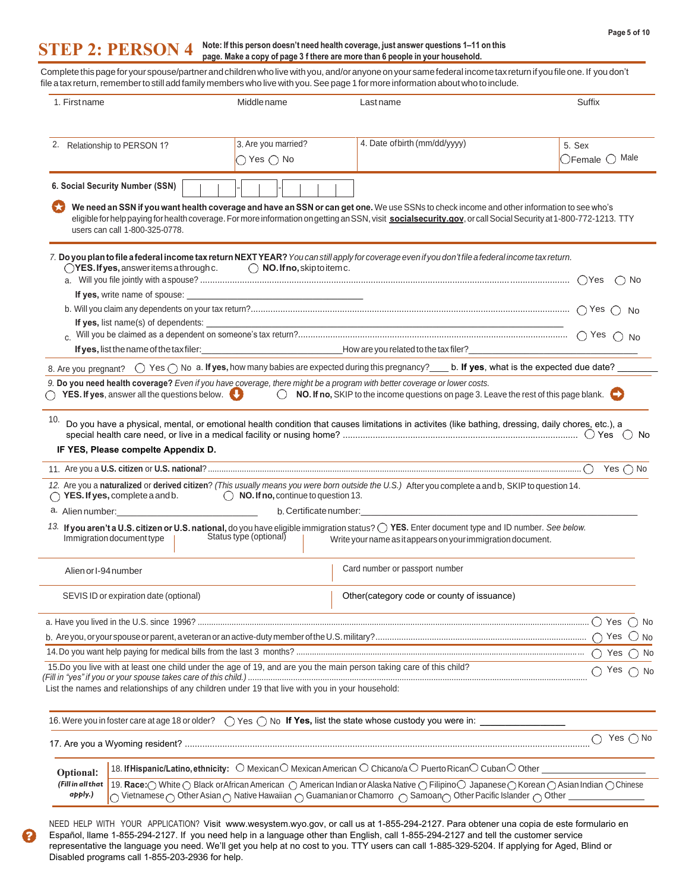# STEP 2: PERSON 4

**Note: If this person doesn't need health coverage, just answer questions 1–11 on this page. Make a copy of page 3 f there are more than 6 people in your household.**

Complete this page for your spouse/partner and children who live with you, and/or anyone on your same federal income tax return if you file one. If you don't file a tax return, remember to still add family members who live with you. See page 1 for more information about who to include.

| 1. First name | Middle name | Last name | Suffix |
|---|---|---|---|
| | | | |

| 2. Relationship to PERSON 1? | 3. Are you married? ◯ Yes ◯ No | 4. Date of birth (mm/dd/yyyy) | 5. Sex ◯ Female ◯ Male |
|---|---|---|---|

**6. Social Security Number (SSN)** ___ ___ ___ - ___ ___ - ___ ___ ___ ___

**We need an SSN if you want health coverage and have an SSN or can get one.** We use SSNs to check income and other information to see who's eligible for help paying for health coverage. For more information on getting an SSN, visit **socialsecurity.gov**, or call Social Security at 1-800-772-1213. TTY users can call 1-800-325-0778.

7. **Do you plan to file a federal income tax return NEXT YEAR?** *You can still apply for coverage even if you don't file a federal income tax return.*
◯ **YES. If yes,** answer items a through c. ◯ **NO. If no,** skip to item c.

a. Will you file jointly with a spouse? ◯ Yes ◯ No
**If yes,** write name of spouse: ____________________

b. Will you claim any dependents on your tax return? ◯ Yes ◯ No
**If yes,** list name(s) of dependents: ____________________

c. Will you be claimed as a dependent on someone's tax return? ◯ Yes ◯ No
**If yes,** list the name of the tax filer: ____________________ How are you related to the tax filer? ____________________

8. Are you pregnant? ◯ Yes ◯ No a. **If yes,** how many babies are expected during this pregnancy?____ b. **If yes**, what is the expected due date? ________

9. **Do you need health coverage?** *Even if you have coverage, there might be a program with better coverage or lower costs.*
◯ **YES. If yes**, answer all the questions below. ◯ **NO. If no,** SKIP to the income questions on page 3. Leave the rest of this page blank.

10. Do you have a physical, mental, or emotional health condition that causes limitations in activites (like bathing, dressing, daily chores, etc.), a special health care need, or live in a medical facility or nusing home? ◯ Yes ◯ No
**IF YES, Please compelte Appendix D.**

11. Are you a **U.S. citizen** or **U.S. national**? ◯ Yes ◯ No

12. Are you a **naturalized** or **derived citizen**? *(This usually means you were born outside the U.S.)* After you complete a and b, SKIP to question 14.
◯ **YES. If yes,** complete a and b. ◯ **NO. If no,** continue to question 13.

a. Alien number: ____________________ b. Certificate number: ____________________

13. **If you aren't a U.S. citizen or U.S. national,** do you have eligible immigration status? ◯ **YES.** Enter document type and ID number. *See below.*

| Immigration document type | Status type (optional) | Write your name as it appears on your immigration document. |
|---|---|---|
| Alien or I-94 number | | Card number or passport number |
| SEVIS ID or expiration date (optional) | | Other(category code or county of issuance) |

a. Have you lived in the U.S. since 1996? ◯ Yes ◯ No

b. Are you, or your spouse or parent, a veteran or an active-duty member of the U.S. military? ◯ Yes ◯ No

14. Do you want help paying for medical bills from the last 3 months? ◯ Yes ◯ No

15. Do you live with at least one child under the age of 19, and are you the main person taking care of this child? *(Fill in "yes" if you or your spouse takes care of this child.)* ◯ Yes ◯ No
List the names and relationships of any children under 19 that live with you in your household:

16. Were you in foster care at age 18 or older? ◯ Yes ◯ No **If Yes,** list the state whose custody you were in: ____________

17. Are you a Wyoming resident? ◯ Yes ◯ No

**Optional:** *(Fill in all that apply.)*

18. **If Hispanic/Latino, ethnicity:** ◯ Mexican ◯ Mexican American ◯ Chicano/a ◯ Puerto Rican ◯ Cuban ◯ Other ________

19. **Race:** ◯ White ◯ Black or African American ◯ American Indian or Alaska Native ◯ Filipino ◯ Japanese ◯ Korean ◯ Asian Indian ◯ Chinese ◯ Vietnamese ◯ Other Asian ◯ Native Hawaiian ◯ Guamanian or Chamorro ◯ Samoan ◯ Other Pacific Islander ◯ Other ________

NEED HELP WITH YOUR APPLICATION? Visit www.wesystem.wyo.gov, or call us at 1-855-294-2127. Para obtener una copia de este formulario en Español, llame 1-855-294-2127. If you need help in a language other than English, call 1-855-294-2127 and tell the customer service representative the language you need. We'll get you help at no cost to you. TTY users can call 1-885-329-5204. If applying for Aged, Blind or Disabled programs call 1-855-203-2936 for help.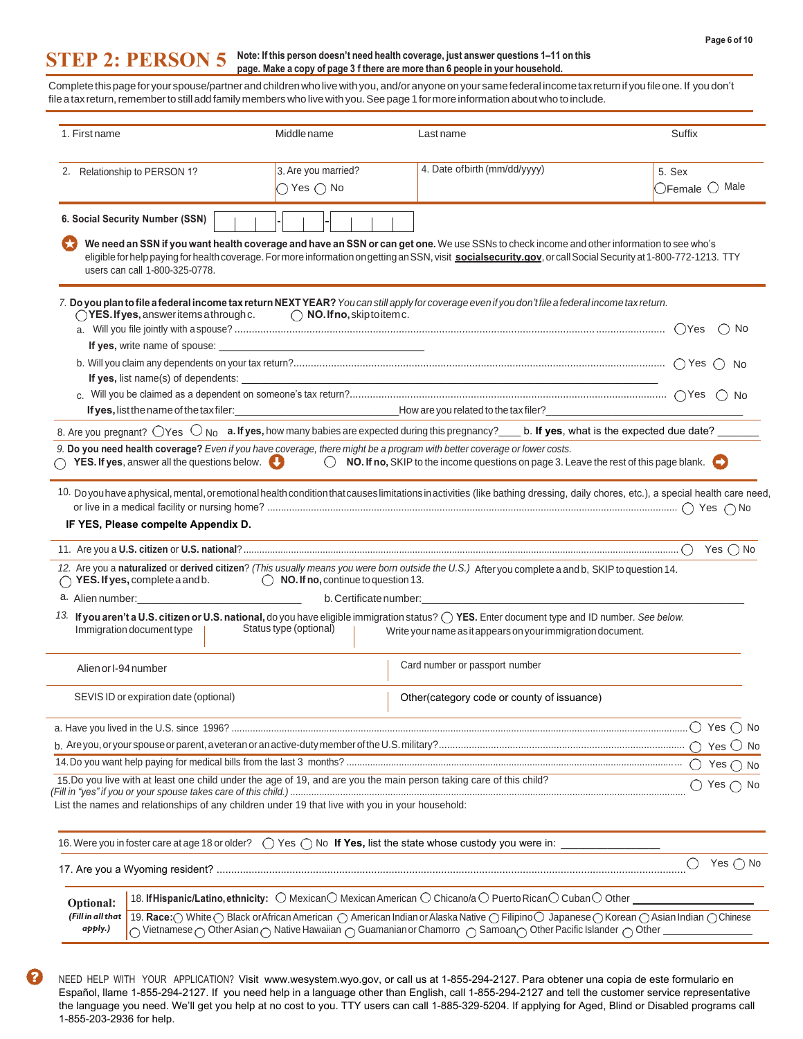# STEP 2: PERSON 5

**Note: If this person doesn't need health coverage, just answer questions 1–11 on this page. Make a copy of page 3 f there are more than 6 people in your household.**

Complete this page for your spouse/partner and children who live with you, and/or anyone on your same federal income tax return if you file one. If you don't file a tax return, remember to still add family members who live with you. See page 1 for more information about who to include.

| 1. First name | Middle name | Last name | Suffix |
|---|---|---|---|
| 2. Relationship to PERSON 1? | 3. Are you married? ◯ Yes ◯ No | 4. Date of birth (mm/dd/yyyy) | 5. Sex ◯ Female ◯ Male |

**6. Social Security Number (SSN)** ___ - ___ - ___

**We need an SSN if you want health coverage and have an SSN or can get one.** We use SSNs to check income and other information to see who's eligible for help paying for health coverage. For more information on getting an SSN, visit **socialsecurity.gov**, or call Social Security at 1-800-772-1213. TTY users can call 1-800-325-0778.

7. **Do you plan to file a federal income tax return NEXT YEAR?** *You can still apply for coverage even if you don't file a federal income tax return.*
◯ **YES. If yes,** answer items a through c. ◯ **NO. If no,** skip to item c.

a. Will you file jointly with a spouse? ◯ Yes ◯ No
**If yes,** write name of spouse: ____________

b. Will you claim any dependents on your tax return? ◯ Yes ◯ No
**If yes,** list name(s) of dependents: ____________

c. Will you be claimed as a dependent on someone's tax return? ◯ Yes ◯ No
**If yes,** list the name of the tax filer: ____________ How are you related to the tax filer? ____________

8. Are you pregnant? ◯ Yes ◯ No **a. If yes,** how many babies are expected during this pregnancy? ____ b. **If yes**, what is the expected due date? ______

9. **Do you need health coverage?** *Even if you have coverage, there might be a program with better coverage or lower costs.*
◯ **YES. If yes**, answer all the questions below. ◯ **NO. If no,** SKIP to the income questions on page 3. Leave the rest of this page blank.

10. Do you have a physical, mental, or emotional health condition that causes limitations in activities (like bathing dressing, daily chores, etc.), a special health care need, or live in a medical facility or nursing home? ◯ Yes ◯ No
**IF YES, Please compelte Appendix D.**

11. Are you a **U.S. citizen** or **U.S. national**? ◯ Yes ◯ No

12. Are you a **naturalized** or **derived citizen**? *(This usually means you were born outside the U.S.)* After you complete a and b, SKIP to question 14.
◯ **YES. If yes,** complete a and b. ◯ **NO. If no,** continue to question 13.

a. Alien number: ____________ b. Certificate number: ____________

13. **If you aren't a U.S. citizen or U.S. national,** do you have eligible immigration status? ◯ **YES.** Enter document type and ID number. *See below.*

| Immigration document type | Status type (optional) | Write your name as it appears on your immigration document. |
|---|---|---|
| Alien or I-94 number | | Card number or passport number |
| SEVIS ID or expiration date (optional) | | Other(category code or county of issuance) |

a. Have you lived in the U.S. since 1996? ◯ Yes ◯ No

b. Are you, or your spouse or parent, a veteran or an active-duty member of the U.S. military? ◯ Yes ◯ No

14. Do you want help paying for medical bills from the last 3 months? ◯ Yes ◯ No

15. Do you live with at least one child under the age of 19, and are you the main person taking care of this child? *(Fill in "yes" if you or your spouse takes care of this child.)* ◯ Yes ◯ No
List the names and relationships of any children under 19 that live with you in your household:

16. Were you in foster care at age 18 or older? ◯ Yes ◯ No **If Yes,** list the state whose custody you were in: ____________

17. Are you a Wyoming resident? ◯ Yes ◯ No

**Optional:** *(Fill in all that apply.)*

18. **If Hispanic/Latino, ethnicity:** ◯ Mexican ◯ Mexican American ◯ Chicano/a ◯ Puerto Rican ◯ Cuban ◯ Other ____________

19. **Race:** ◯ White ◯ Black or African American ◯ American Indian or Alaska Native ◯ Filipino ◯ Japanese ◯ Korean ◯ Asian Indian ◯ Chinese ◯ Vietnamese ◯ Other Asian ◯ Native Hawaiian ◯ Guamanian or Chamorro ◯ Samoan ◯ Other Pacific Islander ◯ Other ____________

NEED HELP WITH YOUR APPLICATION? Visit www.wesystem.wyo.gov, or call us at 1-855-294-2127. Para obtener una copia de este formulario en Español, llame 1-855-294-2127. If you need help in a language other than English, call 1-855-294-2127 and tell the customer service representative the language you need. We'll get you help at no cost to you. TTY users can call 1-885-329-5204. If applying for Aged, Blind or Disabled programs call 1-855-203-2936 for help.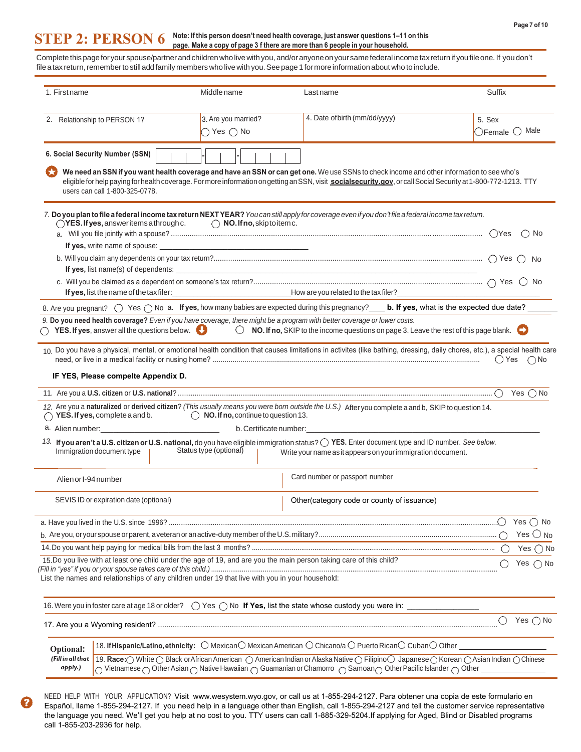# STEP 2: PERSON 6

**Note: If this person doesn't need health coverage, just answer questions 1–11 on this page. Make a copy of page 3 f there are more than 6 people in your household.**

Complete this page for your spouse/partner and children who live with you, and/or anyone on your same federal income tax return if you file one. If you don't file a tax return, remember to still add family members who live with you. See page 1 for more information about who to include.

| 1. First name | Middle name | Last name | Suffix |
|---|---|---|---|
| 2. Relationship to PERSON 1? | 3. Are you married? ◯ Yes ◯ No | 4. Date of birth (mm/dd/yyyy) | 5. Sex ◯ Female ◯ Male |

**6. Social Security Number (SSN)** ___ - ___ - ___

**We need an SSN if you want health coverage and have an SSN or can get one.** We use SSNs to check income and other information to see who's eligible for help paying for health coverage. For more information on getting an SSN, visit **socialsecurity.gov**, or call Social Security at 1-800-772-1213. TTY users can call 1-800-325-0778.

7. **Do you plan to file a federal income tax return NEXT YEAR?** *You can still apply for coverage even if you don't file a federal income tax return.*
◯ **YES. If yes,** answer items a through c. ◯ **NO. If no,** skip to item c.

a. Will you file jointly with a spouse? ◯ Yes ◯ No
**If yes,** write name of spouse: ________________

b. Will you claim any dependents on your tax return? ◯ Yes ◯ No
**If yes,** list name(s) of dependents: ________________

c. Will you be claimed as a dependent on someone's tax return? ◯ Yes ◯ No
**If yes,** list the name of the tax filer: ________________ How are you related to the tax filer? ________________

8. Are you pregnant? ◯ Yes ◯ No a. **If yes,** how many babies are expected during this pregnancy? ____ **b. If yes,** what is the expected due date? ______

9. **Do you need health coverage?** *Even if you have coverage, there might be a program with better coverage or lower costs.*
◯ **YES. If yes**, answer all the questions below. ◯ **NO. If no,** SKIP to the income questions on page 3. Leave the rest of this page blank.

10. Do you have a physical, mental, or emotional health condition that causes limitations in activites (like bathing, dressing, daily chores, etc.), a special health care need, or live in a medical facility or nusing home? ◯ Yes ◯ No

**IF YES, Please compelte Appendix D.**

11. Are you a **U.S. citizen** or **U.S. national**? ◯ Yes ◯ No

12. Are you a **naturalized** or **derived citizen**? *(This usually means you were born outside the U.S.)* After you complete a and b, SKIP to question 14.
◯ **YES. If yes,** complete a and b. ◯ **NO. If no,** continue to question 13.

a. Alien number: ________________ b. Certificate number: ________________

13. **If you aren't a U.S. citizen or U.S. national,** do you have eligible immigration status? ◯ **YES.** Enter document type and ID number. *See below.*

| Immigration document type | Status type (optional) | Write your name as it appears on your immigration document. |
|---|---|---|
| Alien or I-94 number | | Card number or passport number |
| SEVIS ID or expiration date (optional) | | Other(category code or county of issuance) |

a. Have you lived in the U.S. since 1996? ◯ Yes ◯ No

b. Are you, or your spouse or parent, a veteran or an active-duty member of the U.S. military? ◯ Yes ◯ No

14. Do you want help paying for medical bills from the last 3 months? ◯ Yes ◯ No

15. Do you live with at least one child under the age of 19, and are you the main person taking care of this child? *(Fill in "yes" if you or your spouse takes care of this child.)* ◯ Yes ◯ No
List the names and relationships of any children under 19 that live with you in your household:

16. Were you in foster care at age 18 or older? ◯ Yes ◯ No **If Yes,** list the state whose custody you were in: ________________

17. Are you a Wyoming resident? ◯ Yes ◯ No

**Optional:** *(Fill in all that apply.)*

18. **If Hispanic/Latino, ethnicity:** ◯ Mexican ◯ Mexican American ◯ Chicano/a ◯ Puerto Rican ◯ Cuban ◯ Other ________________

19. **Race:** ◯ White ◯ Black or African American ◯ American Indian or Alaska Native ◯ Filipino ◯ Japanese ◯ Korean ◯ Asian Indian ◯ Chinese ◯ Vietnamese ◯ Other Asian ◯ Native Hawaiian ◯ Guamanian or Chamorro ◯ Samoan ◯ Other Pacific Islander ◯ Other ________________

NEED HELP WITH YOUR APPLICATION? Visit www.wesystem.wyo.gov, or call us at 1-855-294-2127. Para obtener una copia de este formulario en Español, llame 1-855-294-2127. If you need help in a language other than English, call 1-855-294-2127 and tell the customer service representative the language you need. We'll get you help at no cost to you. TTY users can call 1-885-329-5204. If applying for Aged, Blind or Disabled programs call 1-855-203-2936 for help.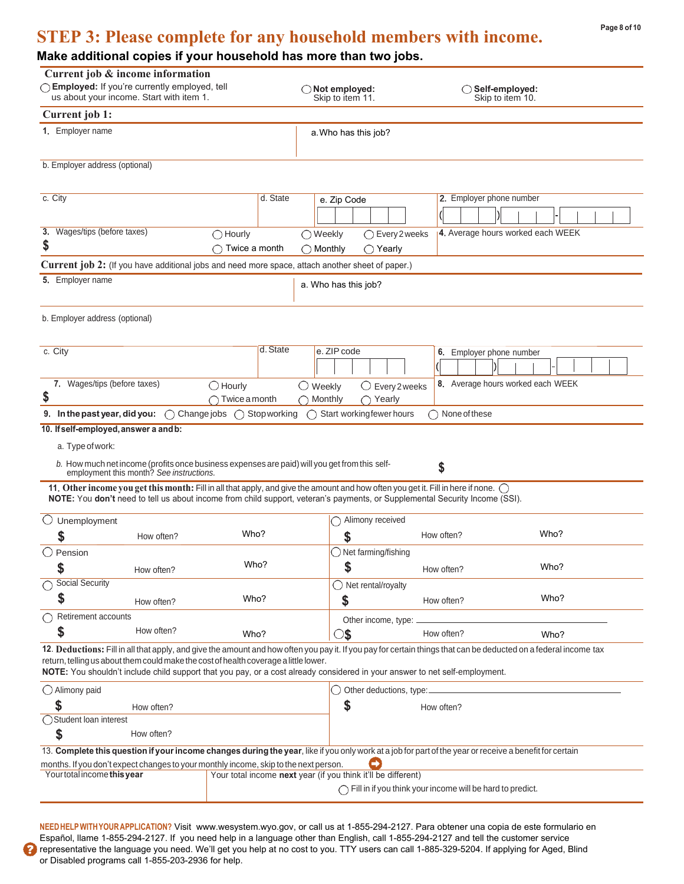# STEP 3: Please complete for any household members with income.

**Make additional copies if your household has more than two jobs.**

## Current job & income information

◯ **Employed:** If you're currently employed, tell us about your income. Start with item 1.

◯ **Not employed:** Skip to item 11.

◯ **Self-employed:** Skip to item 10.

## Current job 1:

| 1. Employer name | a. Who has this job? |
|---|---|
| | |

b. Employer address (optional)

| c. City | d. State | e. Zip Code | 2. Employer phone number |
|---|---|---|---|
| | | | ( ) - |

| 3. Wages/tips (before taxes) | | | | 4. Average hours worked each WEEK |
|---|---|---|---|---|
| $ | ◯ Hourly ◯ Twice a month | ◯ Weekly ◯ Monthly | ◯ Every 2 weeks ◯ Yearly | |

## Current job 2: (If you have additional jobs and need more space, attach another sheet of paper.)

| 5. Employer name | a. Who has this job? |
|---|---|
| | |

b. Employer address (optional)

| c. City | d. State | e. ZIP code | 6. Employer phone number |
|---|---|---|---|
| | | | ( ) - |

| 7. Wages/tips (before taxes) | | | | 8. Average hours worked each WEEK |
|---|---|---|---|---|
| $ | ◯ Hourly ◯ Twice a month | ◯ Weekly ◯ Monthly | ◯ Every 2 weeks ◯ Yearly | |

**9. In the past year, did you:** ◯ Change jobs ◯ Stop working ◯ Start working fewer hours ◯ None of these

**10. If self-employed, answer a and b:**

a. Type of work:

*b.* How much net income (profits once business expenses are paid) will you get from this self-employment this month? *See instructions.* $

**11. Other income you get this month:** Fill in all that apply, and give the amount and how often you get it. Fill in here if none. ◯
**NOTE:** You **don't** need to tell us about income from child support, veteran's payments, or Supplemental Security Income (SSI).

| | How often? | Who? | | How often? | Who? |
|---|---|---|---|---|---|
| ◯ Unemployment $ | | | ◯ Alimony received $ | | |
| ◯ Pension $ | | | ◯ Net farming/fishing $ | | |
| ◯ Social Security $ | | | ◯ Net rental/royalty $ | | |
| ◯ Retirement accounts $ | | | Other income, type: ______ ◯ $ | | |

**12. Deductions:** Fill in all that apply, and give the amount and how often you pay it. If you pay for certain things that can be deducted on a federal income tax return, telling us about them could make the cost of health coverage a little lower.
**NOTE:** You shouldn't include child support that you pay, or a cost already considered in your answer to net self-employment.

| | How often? | | How often? |
|---|---|---|---|
| ◯ Alimony paid $ | | ◯ Other deductions, type: ______ $ | |
| ◯ Student loan interest $ | | | |

13. **Complete this question if your income changes during the year**, like if you only work at a job for part of the year or receive a benefit for certain months. If you don't expect changes to your monthly income, skip to the next person.

| Your total income **this year** | Your total income **next** year (if you think it'll be different) |
|---|---|
| | ◯ Fill in if you think your income will be hard to predict. |

**NEED HELP WITH YOUR APPLICATION?** Visit www.wesystem.wyo.gov, or call us at 1-855-294-2127. Para obtener una copia de este formulario en Español, llame 1-855-294-2127. If you need help in a language other than English, call 1-855-294-2127 and tell the customer service representative the language you need. We'll get you help at no cost to you. TTY users can call 1-885-329-5204. If applying for Aged, Blind or Disabled programs call 1-855-203-2936 for help.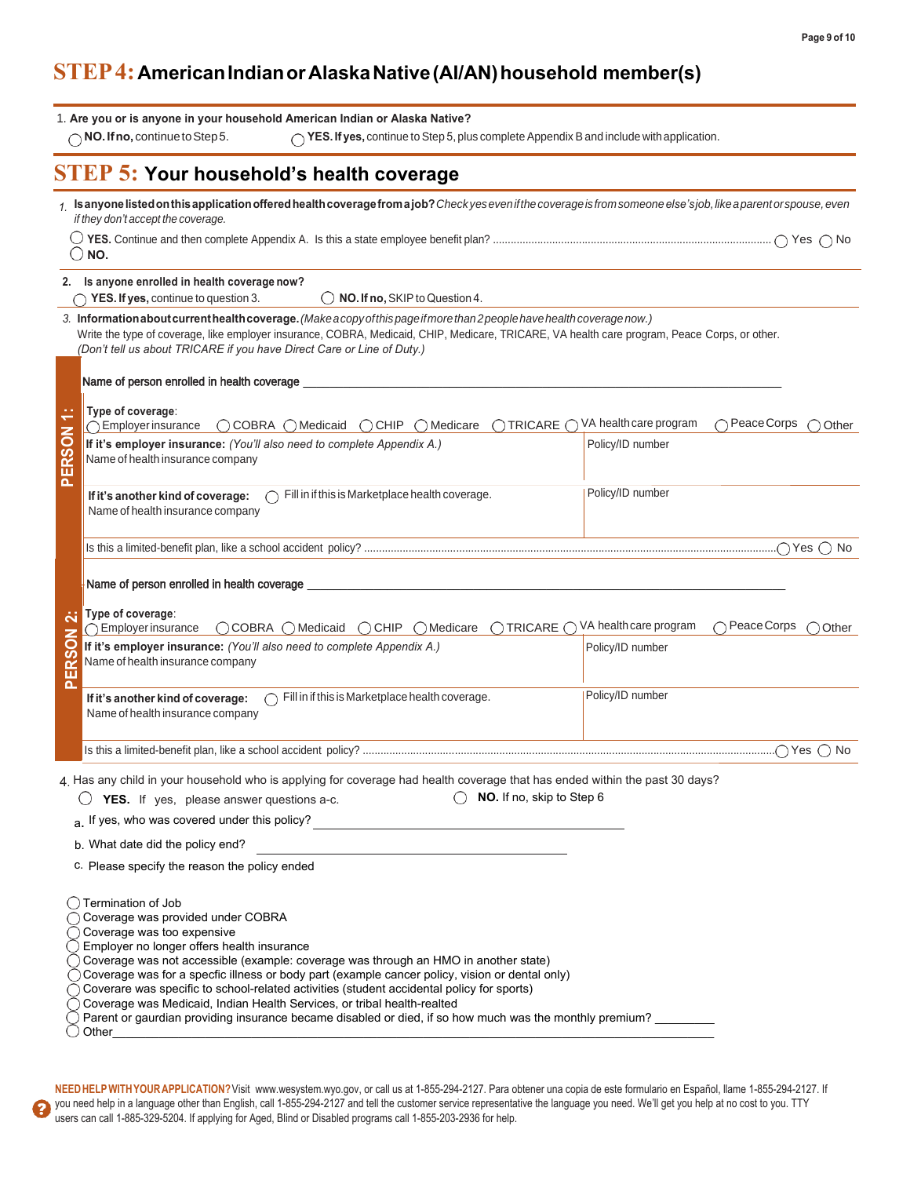# STEP 4: American Indian or Alaska Native (AI/AN) household member(s)

1. **Are you or is anyone in your household American Indian or Alaska Native?**

◯ **NO. If no,** continue to Step 5.  ◯ **YES. If yes,** continue to Step 5, plus complete Appendix B and include with application.

# STEP 5: Your household's health coverage

1. **Is anyone listed on this application offered health coverage from a job?** *Check yes even if the coverage is from someone else's job, like a parent or spouse, even if they don't accept the coverage.*

◯ **YES.** Continue and then complete Appendix A. Is this a state employee benefit plan? ◯ Yes ◯ No

◯ **NO.**

2. **Is anyone enrolled in health coverage now?**

◯ **YES. If yes,** continue to question 3.  ◯ **NO. If no,** SKIP to Question 4.

3. **Information about current health coverage.** *(Make a copy of this page if more than 2 people have health coverage now.)*
Write the type of coverage, like employer insurance, COBRA, Medicaid, CHIP, Medicare, TRICARE, VA health care program, Peace Corps, or other.
*(Don't tell us about TRICARE if you have Direct Care or Line of Duty.)*

**PERSON 1:**

Name of person enrolled in health coverage ____________________

Type of coverage: ◯ Employer insurance ◯ COBRA ◯ Medicaid ◯ CHIP ◯ Medicare ◯ TRICARE ◯ VA health care program ◯ Peace Corps ◯ Other

| **If it's employer insurance:** *(You'll also need to complete Appendix A.)* Name of health insurance company | Policy/ID number |
| --- | --- |
| **If it's another kind of coverage:** ◯ Fill in if this is Marketplace health coverage. Name of health insurance company | Policy/ID number |

Is this a limited-benefit plan, like a school accident policy? ◯ Yes ◯ No

**PERSON 2:**

Name of person enrolled in health coverage ____________________

Type of coverage: ◯ Employer insurance ◯ COBRA ◯ Medicaid ◯ CHIP ◯ Medicare ◯ TRICARE ◯ VA health care program ◯ Peace Corps ◯ Other

| **If it's employer insurance:** *(You'll also need to complete Appendix A.)* Name of health insurance company | Policy/ID number |
| --- | --- |
| **If it's another kind of coverage:** ◯ Fill in if this is Marketplace health coverage. Name of health insurance company | Policy/ID number |

Is this a limited-benefit plan, like a school accident policy? ◯ Yes ◯ No

4. Has any child in your household who is applying for coverage had health coverage that has ended within the past 30 days?

◯ **YES.** If yes, please answer questions a-c.  ◯ **NO.** If no, skip to Step 6

a. If yes, who was covered under this policy? ____________________

b. What date did the policy end? ____________________

c. Please specify the reason the policy ended

◯ Termination of Job
◯ Coverage was provided under COBRA
◯ Coverage was too expensive
◯ Employer no longer offers health insurance
◯ Coverage was not accessible (example: coverage was through an HMO in another state)
◯ Coverage was for a specfic illness or body part (example cancer policy, vision or dental only)
◯ Coverare was specific to school-related activities (student accidental policy for sports)
◯ Coverage was Medicaid, Indian Health Services, or tribal health-realted
◯ Parent or gaurdian providing insurance became disabled or died, if so how much was the monthly premium? ________
◯ Other____________________

**NEED HELP WITH YOUR APPLICATION?** Visit www.wesystem.wyo.gov, or call us at 1-855-294-2127. Para obtener una copia de este formulario en Español, llame 1-855-294-2127. If you need help in a language other than English, call 1-855-294-2127 and tell the customer service representative the language you need. We'll get you help at no cost to you. TTY users can call 1-885-329-5204. If applying for Aged, Blind or Disabled programs call 1-855-203-2936 for help.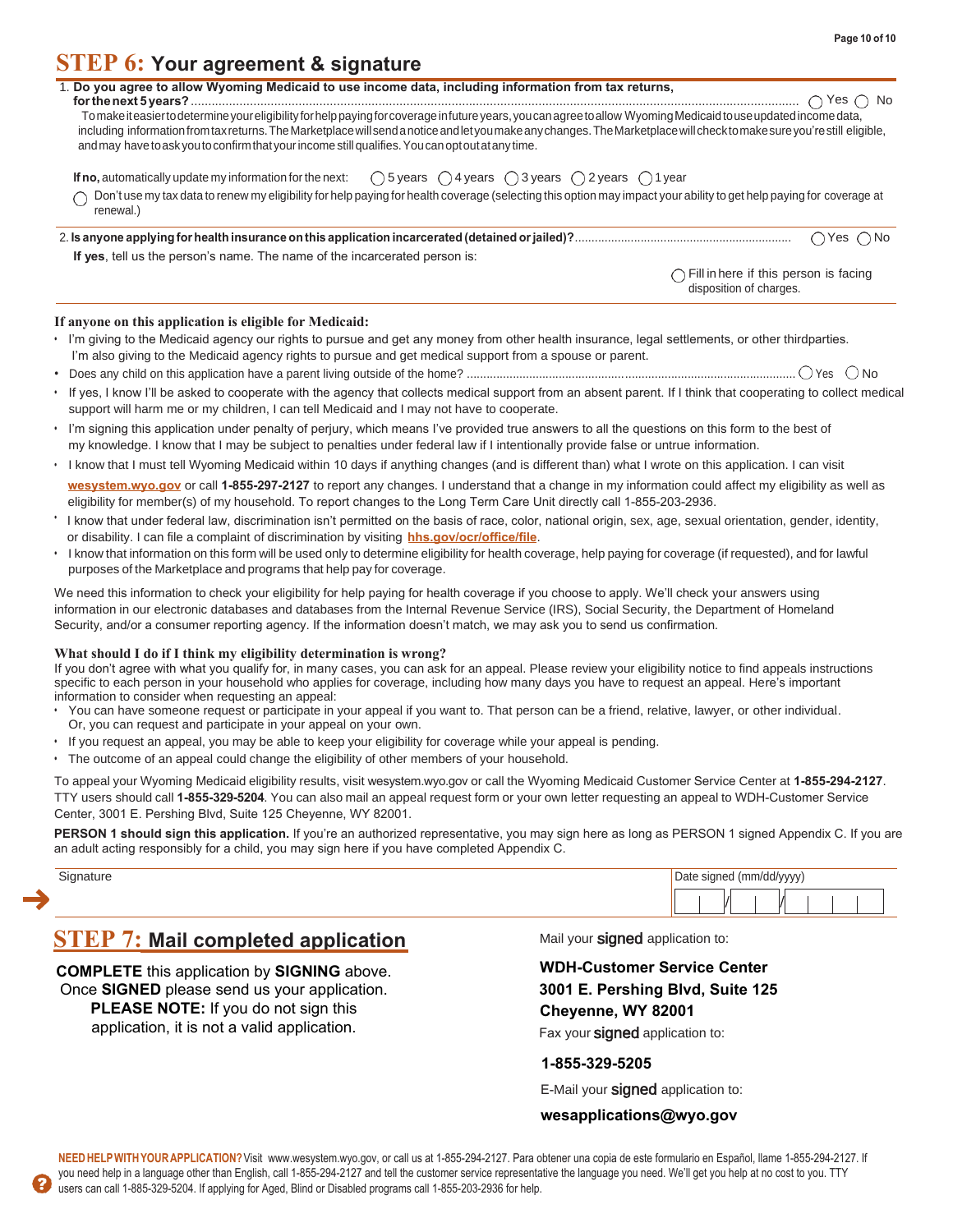# STEP 6: Your agreement & signature

1. **Do you agree to allow Wyoming Medicaid to use income data, including information from tax returns, for the next 5 years?** .................... ◯ Yes ◯ No

   To make it easier to determine your eligibility for help paying for coverage in future years, you can agree to allow Wyoming Medicaid to use updated income data, including information from tax returns. The Marketplace will send a notice and let you make any changes. The Marketplace will check to make sure you're still eligible, and may have to ask you to confirm that your income still qualifies. You can opt out at any time.

   **If no,** automatically update my information for the next: ◯ 5 years ◯ 4 years ◯ 3 years ◯ 2 years ◯ 1 year

   ◯ Don't use my tax data to renew my eligibility for help paying for health coverage (selecting this option may impact your ability to get help paying for coverage at renewal.)

2. **Is anyone applying for health insurance on this application incarcerated (detained or jailed)?** .................... ◯ Yes ◯ No

   **If yes**, tell us the person's name. The name of the incarcerated person is:

   ◯ Fill in here if this person is facing disposition of charges.

**If anyone on this application is eligible for Medicaid:**

- I'm giving to the Medicaid agency our rights to pursue and get any money from other health insurance, legal settlements, or other thirdparties. I'm also giving to the Medicaid agency rights to pursue and get medical support from a spouse or parent.
- Does any child on this application have a parent living outside of the home? .................... ◯ Yes ◯ No
- If yes, I know I'll be asked to cooperate with the agency that collects medical support from an absent parent. If I think that cooperating to collect medical support will harm me or my children, I can tell Medicaid and I may not have to cooperate.
- I'm signing this application under penalty of perjury, which means I've provided true answers to all the questions on this form to the best of my knowledge. I know that I may be subject to penalties under federal law if I intentionally provide false or untrue information.
- I know that I must tell Wyoming Medicaid within 10 days if anything changes (and is different than) what I wrote on this application. I can visit **wesystem.wyo.gov** or call **1-855-297-2127** to report any changes. I understand that a change in my information could affect my eligibility as well as eligibility for member(s) of my household. To report changes to the Long Term Care Unit directly call 1-855-203-2936.
- I know that under federal law, discrimination isn't permitted on the basis of race, color, national origin, sex, age, sexual orientation, gender, identity, or disability. I can file a complaint of discrimination by visiting **hhs.gov/ocr/office/file**.
- I know that information on this form will be used only to determine eligibility for health coverage, help paying for coverage (if requested), and for lawful purposes of the Marketplace and programs that help pay for coverage.

We need this information to check your eligibility for help paying for health coverage if you choose to apply. We'll check your answers using information in our electronic databases and databases from the Internal Revenue Service (IRS), Social Security, the Department of Homeland Security, and/or a consumer reporting agency. If the information doesn't match, we may ask you to send us confirmation.

**What should I do if I think my eligibility determination is wrong?**

If you don't agree with what you qualify for, in many cases, you can ask for an appeal. Please review your eligibility notice to find appeals instructions specific to each person in your household who applies for coverage, including how many days you have to request an appeal. Here's important information to consider when requesting an appeal:

- You can have someone request or participate in your appeal if you want to. That person can be a friend, relative, lawyer, or other individual. Or, you can request and participate in your appeal on your own.
- If you request an appeal, you may be able to keep your eligibility for coverage while your appeal is pending.
- The outcome of an appeal could change the eligibility of other members of your household.

To appeal your Wyoming Medicaid eligibility results, visit wesystem.wyo.gov or call the Wyoming Medicaid Customer Service Center at **1-855-294-2127**. TTY users should call **1-855-329-5204**. You can also mail an appeal request form or your own letter requesting an appeal to WDH-Customer Service Center, 3001 E. Pershing Blvd, Suite 125 Cheyenne, WY 82001.

**PERSON 1 should sign this application.** If you're an authorized representative, you may sign here as long as PERSON 1 signed Appendix C. If you are an adult acting responsibly for a child, you may sign here if you have completed Appendix C.

| Signature | Date signed (mm/dd/yyyy) |
|---|---|
| → | __ __ / __ __ / __ __ __ __ |

# STEP 7: Mail completed application

**COMPLETE** this application by **SIGNING** above. Once **SIGNED** please send us your application. **PLEASE NOTE:** If you do not sign this application, it is not a valid application.

Mail your **signed** application to:

**WDH-Customer Service Center**
**3001 E. Pershing Blvd, Suite 125**
**Cheyenne, WY 82001**

Fax your **signed** application to:

**1-855-329-5205**

E-Mail your **signed** application to:

**wesapplications@wyo.gov**

**NEED HELP WITH YOUR APPLICATION?** Visit www.wesystem.wyo.gov, or call us at 1-855-294-2127. Para obtener una copia de este formulario en Español, llame 1-855-294-2127. If you need help in a language other than English, call 1-855-294-2127 and tell the customer service representative the language you need. We'll get you help at no cost to you. TTY users can call 1-885-329-5204. If applying for Aged, Blind or Disabled programs call 1-855-203-2936 for help.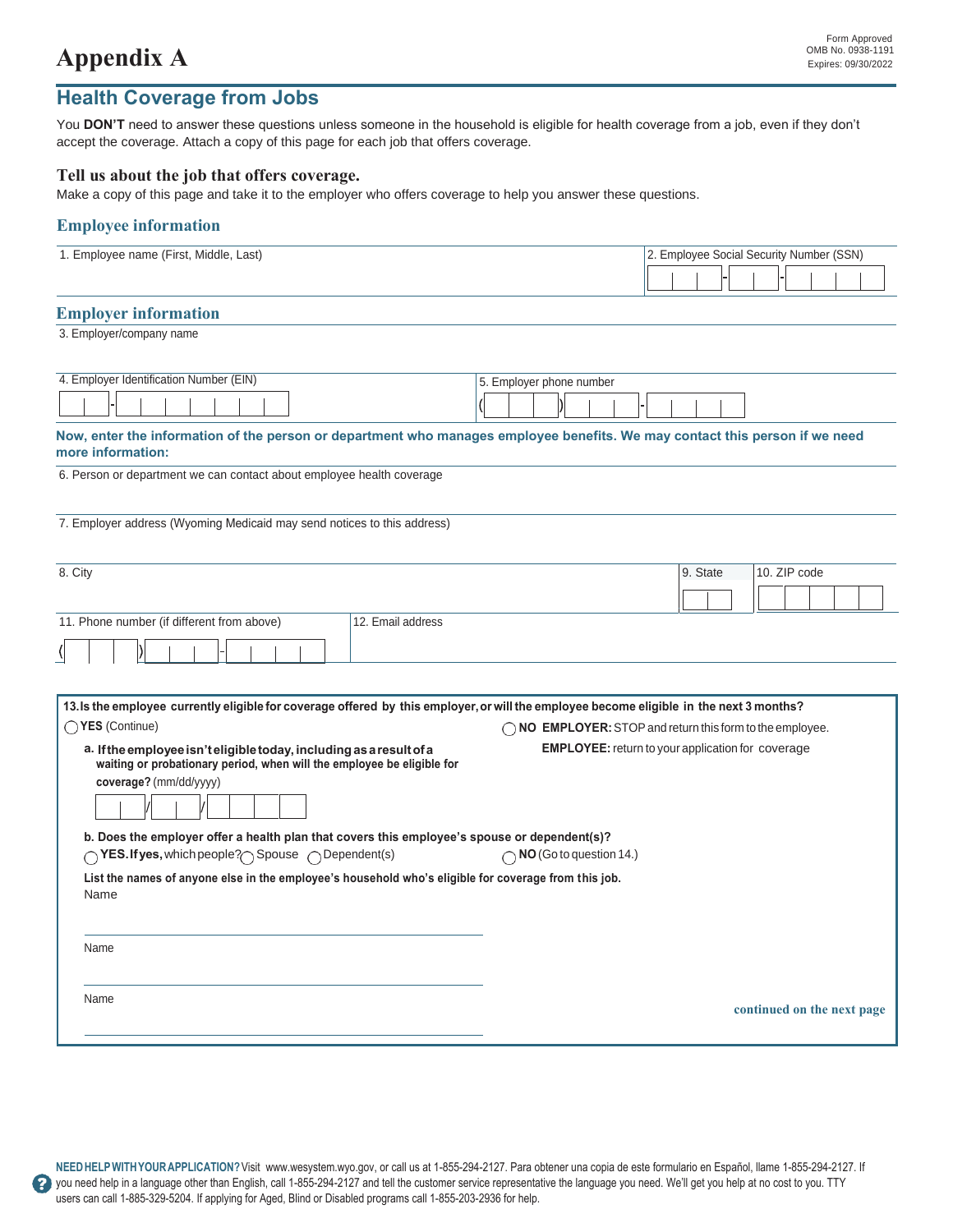# Appendix A

Form Approved
OMB No. 0938-1191
Expires: 09/30/2022

## Health Coverage from Jobs

You **DON'T** need to answer these questions unless someone in the household is eligible for health coverage from a job, even if they don't accept the coverage. Attach a copy of this page for each job that offers coverage.

### Tell us about the job that offers coverage.

Make a copy of this page and take it to the employer who offers coverage to help you answer these questions.

### Employee information

| 1. Employee name (First, Middle, Last) | 2. Employee Social Security Number (SSN) |
|---|---|
| | ___ - __ - ____ |

### Employer information

3. Employer/company name

| 4. Employer Identification Number (EIN) | 5. Employer phone number |
|---|---|
| __ - _______ | ( ___ ) ___ - ____ |

**Now, enter the information of the person or department who manages employee benefits. We may contact this person if we need more information:**

6. Person or department we can contact about employee health coverage

7. Employer address (Wyoming Medicaid may send notices to this address)

| 8. City | 9. State | 10. ZIP code |
|---|---|---|
| | | |

| 11. Phone number (if different from above) | 12. Email address |
|---|---|
| ( ___ ) ___ - ____ | |

**13. Is the employee currently eligible for coverage offered by this employer, or will the employee become eligible in the next 3 months?**

◯ **YES** (Continue)

◯ **NO** **EMPLOYER:** STOP and return this form to the employee. **EMPLOYEE:** return to your application for coverage

**a. If the employee isn't eligible today, including as a result of a waiting or probationary period, when will the employee be eligible for coverage?** (mm/dd/yyyy)

__ / __ / ____

**b. Does the employer offer a health plan that covers this employee's spouse or dependent(s)?**

◯ **YES. If yes,** which people? ◯ Spouse ◯ Dependent(s)

◯ **NO** (Go to question 14.)

**List the names of anyone else in the employee's household who's eligible for coverage from this job.**

Name

Name

Name

continued on the next page

**NEED HELP WITH YOUR APPLICATION?** Visit www.wesystem.wyo.gov, or call us at 1-855-294-2127. Para obtener una copia de este formulario en Español, llame 1-855-294-2127. If you need help in a language other than English, call 1-855-294-2127 and tell the customer service representative the language you need. We'll get you help at no cost to you. TTY users can call 1-885-329-5204. If applying for Aged, Blind or Disabled programs call 1-855-203-2936 for help.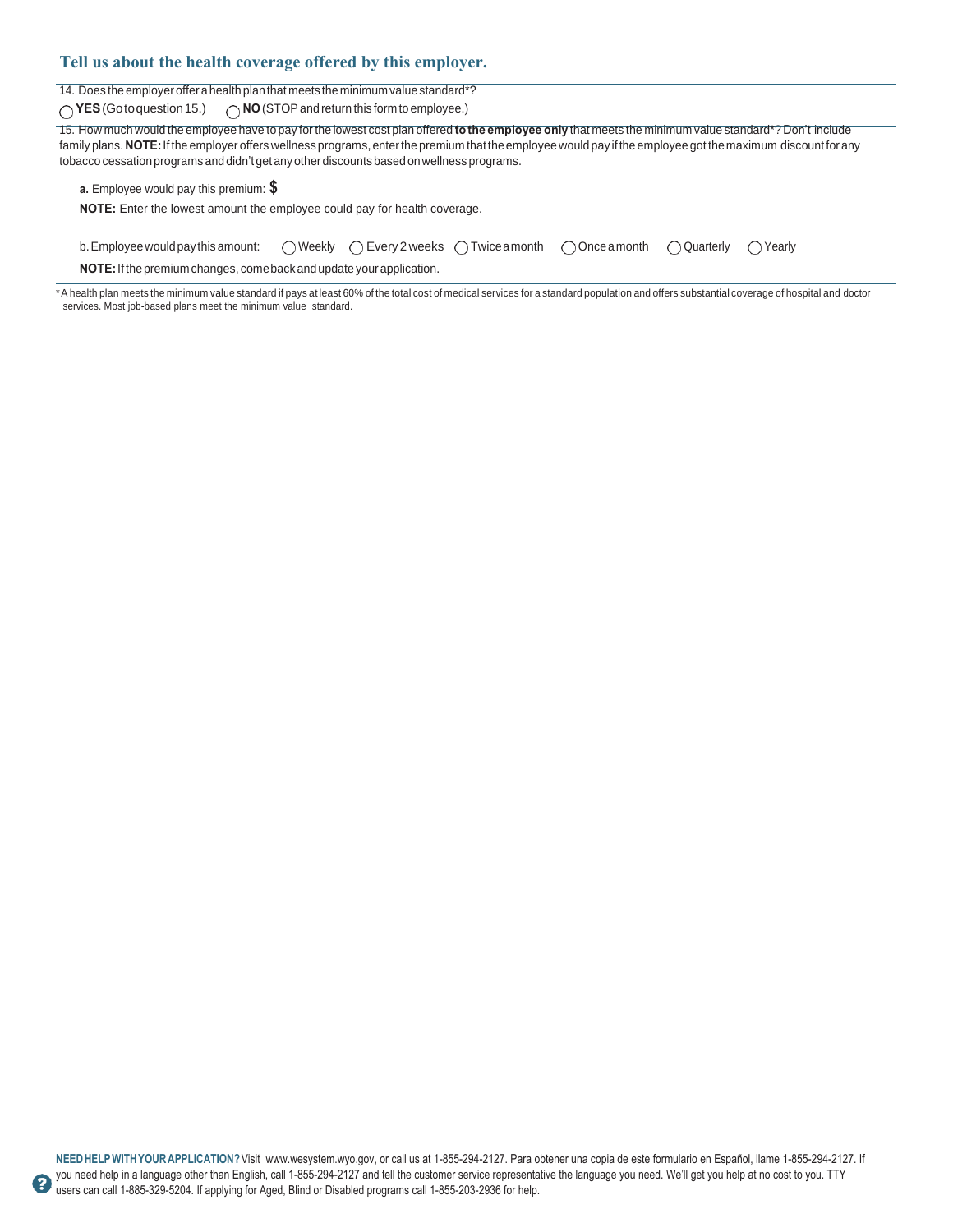## Tell us about the health coverage offered by this employer.

14. Does the employer offer a health plan that meets the minimum value standard*?

◯ **YES** (Go to question 15.) ◯ **NO** (STOP and return this form to employee.)

15. How much would the employee have to pay for the lowest cost plan offered **to the employee only** that meets the minimum value standard*? Don't include family plans. **NOTE:** If the employer offers wellness programs, enter the premium that the employee would pay if the employee got the maximum discount for any tobacco cessation programs and didn't get any other discounts based on wellness programs.

**a.** Employee would pay this premium: **$**

**NOTE:** Enter the lowest amount the employee could pay for health coverage.

b. Employee would pay this amount: ◯ Weekly ◯ Every 2 weeks ◯ Twice a month ◯ Once a month ◯ Quarterly ◯ Yearly

**NOTE:** If the premium changes, come back and update your application.

*A health plan meets the minimum value standard if pays at least 60% of the total cost of medical services for a standard population and offers substantial coverage of hospital and doctor services. Most job-based plans meet the minimum value standard.

**NEED HELP WITH YOUR APPLICATION?** Visit www.wesystem.wyo.gov, or call us at 1-855-294-2127. Para obtener una copia de este formulario en Español, llame 1-855-294-2127. If you need help in a language other than English, call 1-855-294-2127 and tell the customer service representative the language you need. We'll get you help at no cost to you. TTY users can call 1-885-329-5204. If applying for Aged, Blind or Disabled programs call 1-855-203-2936 for help.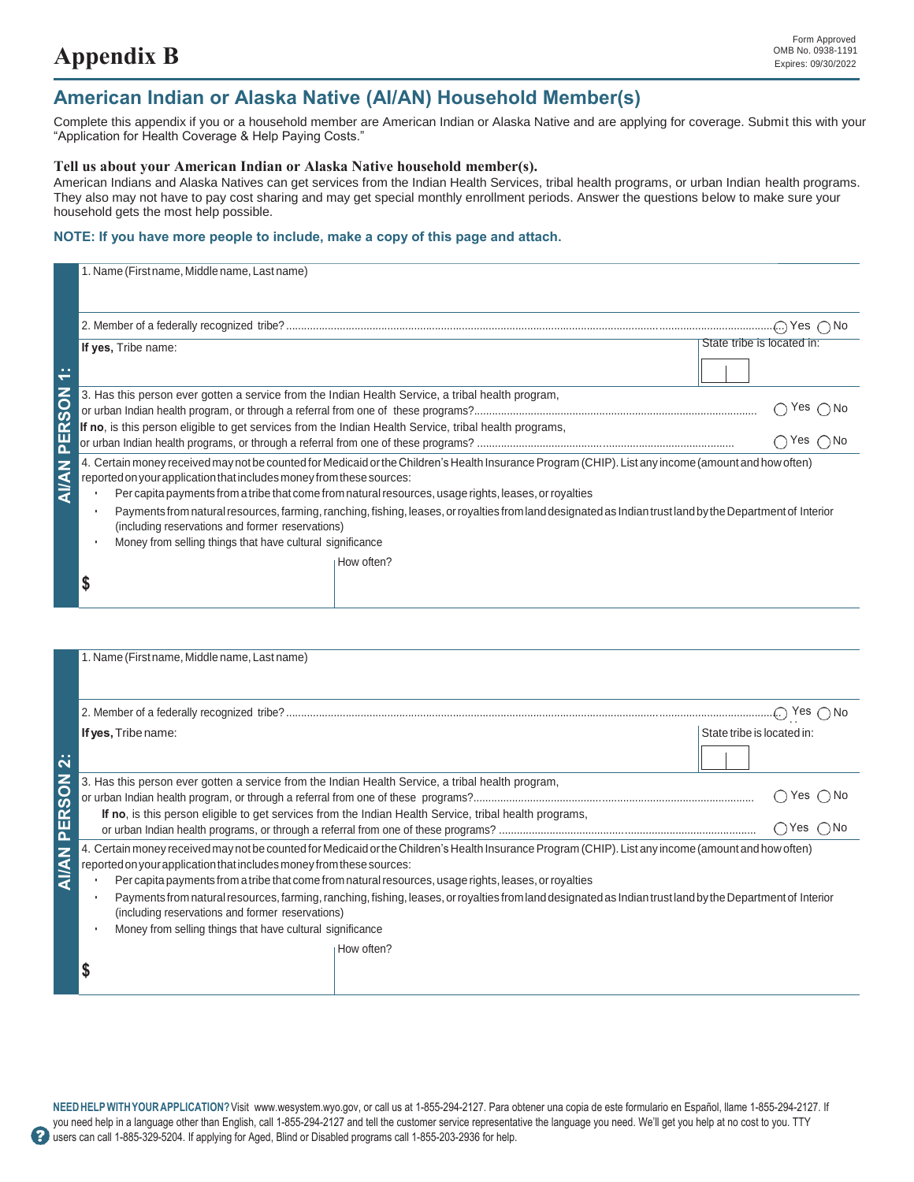# Appendix B

Form Approved
OMB No. 0938-1191
Expires: 09/30/2022

## American Indian or Alaska Native (AI/AN) Household Member(s)

Complete this appendix if you or a household member are American Indian or Alaska Native and are applying for coverage. Submit this with your "Application for Health Coverage & Help Paying Costs."

**Tell us about your American Indian or Alaska Native household member(s).**
American Indians and Alaska Natives can get services from the Indian Health Services, tribal health programs, or urban Indian health programs. They also may not have to pay cost sharing and may get special monthly enrollment periods. Answer the questions below to make sure your household gets the most help possible.

**NOTE: If you have more people to include, make a copy of this page and attach.**

### AI/AN PERSON 1:

1. Name (First name, Middle name, Last name)

2. Member of a federally recognized tribe? ○ Yes ○ No

**If yes,** Tribe name: | State tribe is located in:

3. Has this person ever gotten a service from the Indian Health Service, a tribal health program, or urban Indian health program, or through a referral from one of these programs? ○ Yes ○ No

**If no**, is this person eligible to get services from the Indian Health Service, tribal health programs, or urban Indian health programs, or through a referral from one of these programs? ○ Yes ○ No

4. Certain money received may not be counted for Medicaid or the Children's Health Insurance Program (CHIP). List any income (amount and how often) reported on your application that includes money from these sources:

- Per capita payments from a tribe that come from natural resources, usage rights, leases, or royalties
- Payments from natural resources, farming, ranching, fishing, leases, or royalties from land designated as Indian trust land by the Department of Interior (including reservations and former reservations)
- Money from selling things that have cultural significance

$ | How often?

### AI/AN PERSON 2:

1. Name (First name, Middle name, Last name)

2. Member of a federally recognized tribe? ○ Yes ○ No

**If yes,** Tribe name: | State tribe is located in:

3. Has this person ever gotten a service from the Indian Health Service, a tribal health program, or urban Indian health program, or through a referral from one of these programs? ○ Yes ○ No

**If no**, is this person eligible to get services from the Indian Health Service, tribal health programs, or urban Indian health programs, or through a referral from one of these programs? ○ Yes ○ No

4. Certain money received may not be counted for Medicaid or the Children's Health Insurance Program (CHIP). List any income (amount and how often) reported on your application that includes money from these sources:

- Per capita payments from a tribe that come from natural resources, usage rights, leases, or royalties
- Payments from natural resources, farming, ranching, fishing, leases, or royalties from land designated as Indian trust land by the Department of Interior (including reservations and former reservations)
- Money from selling things that have cultural significance

$ | How often?

**NEED HELP WITH YOUR APPLICATION?** Visit www.wesystem.wyo.gov, or call us at 1-855-294-2127. Para obtener una copia de este formulario en Español, llame 1-855-294-2127. If you need help in a language other than English, call 1-855-294-2127 and tell the customer service representative the language you need. We'll get you help at no cost to you. TTY users can call 1-885-329-5204. If applying for Aged, Blind or Disabled programs call 1-855-203-2936 for help.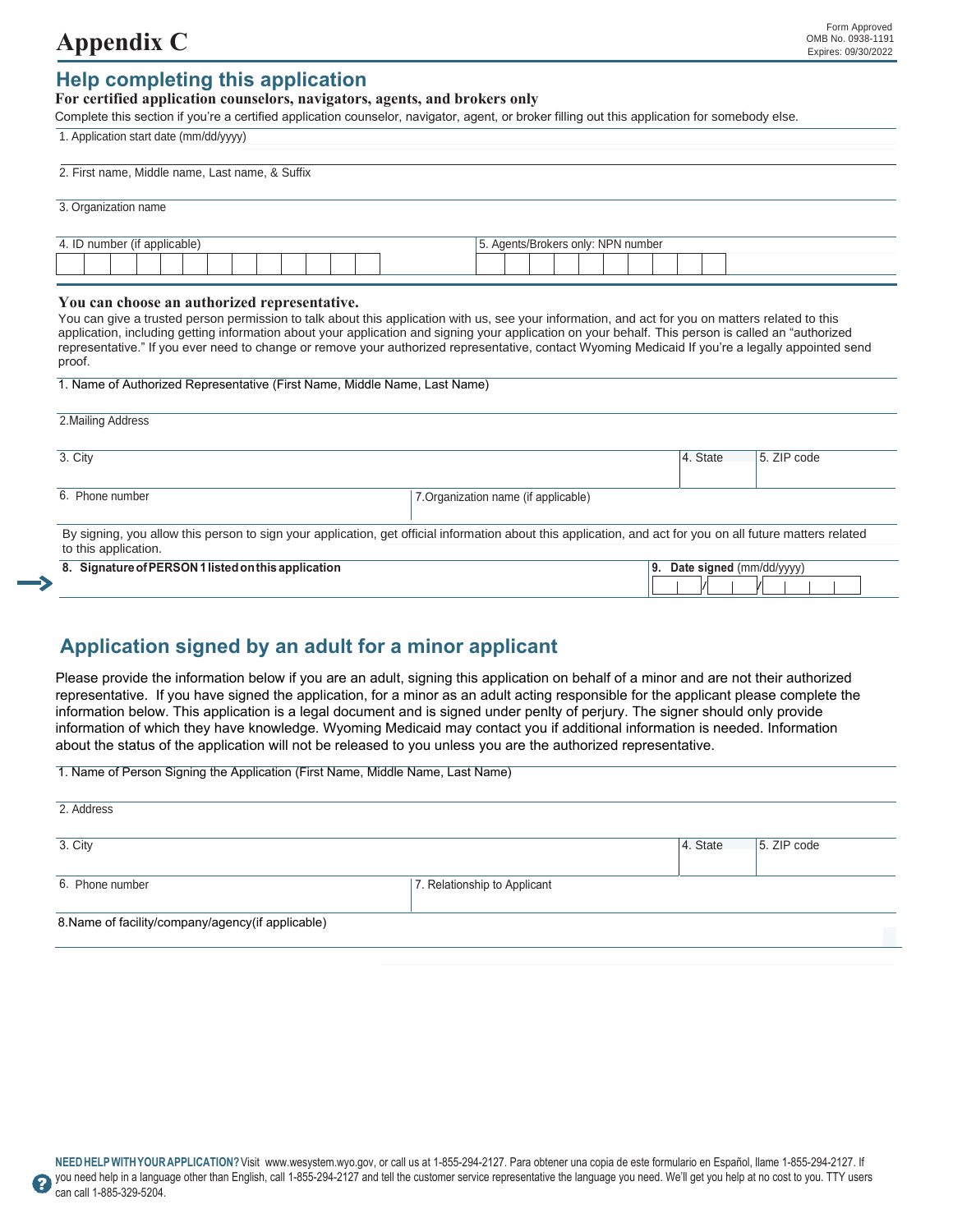# Appendix C

Form Approved
OMB No. 0938-1191
Expires: 09/30/2022

## Help completing this application

**For certified application counselors, navigators, agents, and brokers only**

Complete this section if you're a certified application counselor, navigator, agent, or broker filling out this application for somebody else.

1. Application start date (mm/dd/yyyy)

2. First name, Middle name, Last name, & Suffix

3. Organization name

| 4. ID number (if applicable) | 5. Agents/Brokers only: NPN number |
|---|---|
| | |

**You can choose an authorized representative.**

You can give a trusted person permission to talk about this application with us, see your information, and act for you on matters related to this application, including getting information about your application and signing your application on your behalf. This person is called an "authorized representative." If you ever need to change or remove your authorized representative, contact Wyoming Medicaid If you're a legally appointed send proof.

1. Name of Authorized Representative (First Name, Middle Name, Last Name)

2.Mailing Address

| 3. City | 4. State | 5. ZIP code |
|---|---|---|
| | | |

| 6. Phone number | 7.Organization name (if applicable) |
|---|---|
| | |

By signing, you allow this person to sign your application, get official information about this application, and act for you on all future matters related to this application.

| 8. **Signature of PERSON 1 listed on this application** | 9. **Date signed** (mm/dd/yyyy) |
|---|---|
| | / / |

## Application signed by an adult for a minor applicant

Please provide the information below if you are an adult, signing this application on behalf of a minor and are not their authorized representative. If you have signed the application, for a minor as an adult acting responsible for the applicant please complete the information below. This application is a legal document and is signed under penlty of perjury. The signer should only provide information of which they have knowledge. Wyoming Medicaid may contact you if additional information is needed. Information about the status of the application will not be released to you unless you are the authorized representative.

1. Name of Person Signing the Application (First Name, Middle Name, Last Name)

2. Address

| 3. City | 4. State | 5. ZIP code |
|---|---|---|
| | | |

| 6. Phone number | 7. Relationship to Applicant |
|---|---|
| | |

8.Name of facility/company/agency(if applicable)

**NEED HELP WITH YOUR APPLICATION?** Visit www.wesystem.wyo.gov, or call us at 1-855-294-2127. Para obtener una copia de este formulario en Español, llame 1-855-294-2127. If you need help in a language other than English, call 1-855-294-2127 and tell the customer service representative the language you need. We'll get you help at no cost to you. TTY users can call 1-885-329-5204.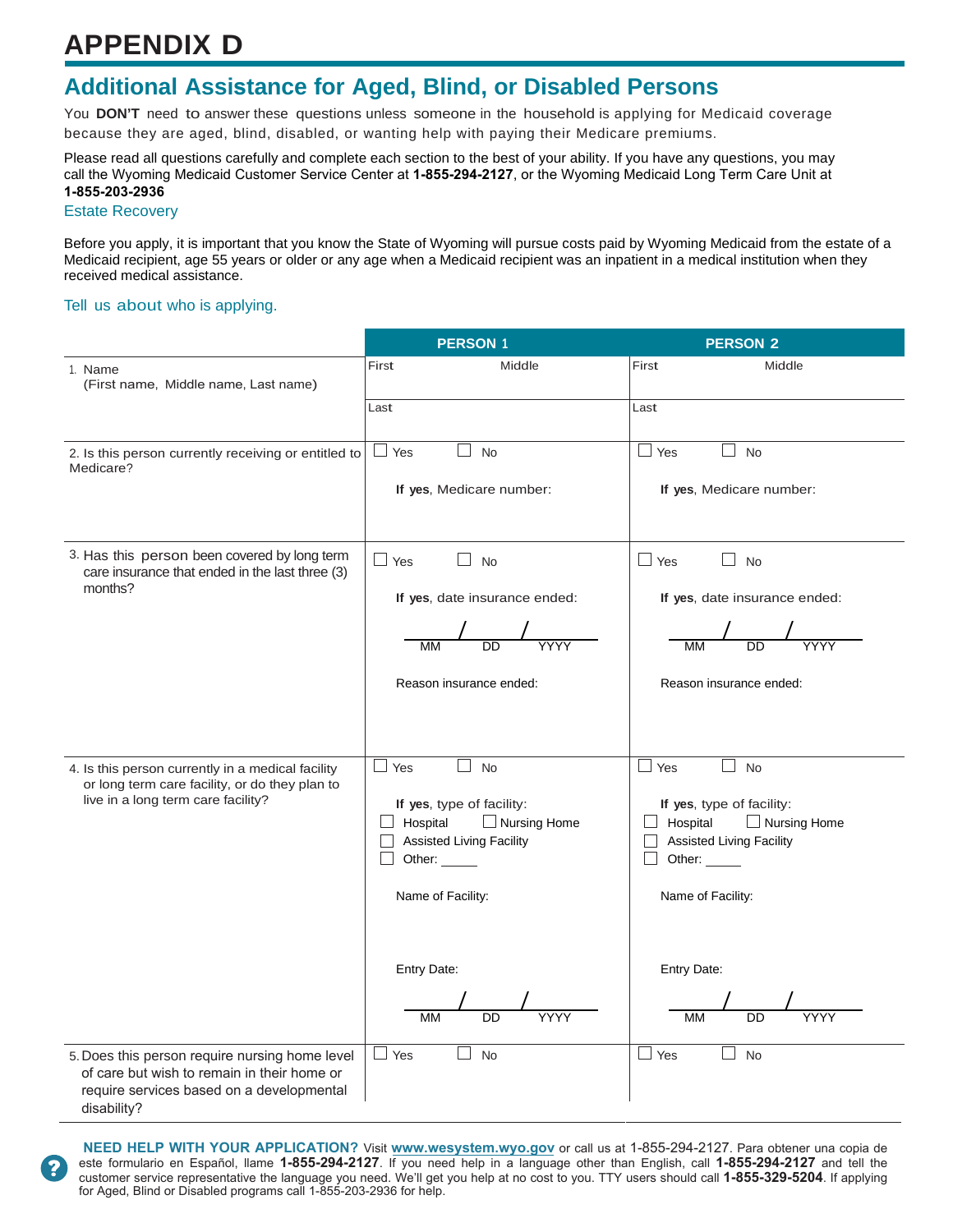# APPENDIX D

## Additional Assistance for Aged, Blind, or Disabled Persons

You **DON'T** need to answer these questions unless someone in the household is applying for Medicaid coverage because they are aged, blind, disabled, or wanting help with paying their Medicare premiums.

Please read all questions carefully and complete each section to the best of your ability. If you have any questions, you may call the Wyoming Medicaid Customer Service Center at **1-855-294-2127**, or the Wyoming Medicaid Long Term Care Unit at **1-855-203-2936**

### Estate Recovery

Before you apply, it is important that you know the State of Wyoming will pursue costs paid by Wyoming Medicaid from the estate of a Medicaid recipient, age 55 years or older or any age when a Medicaid recipient was an inpatient in a medical institution when they received medical assistance.

### Tell us about who is applying.

| | PERSON 1 | PERSON 2 |
|---|---|---|
| 1. Name (First name, Middle name, Last name) | First Middle<br>Last | First Middle<br>Last |
| 2. Is this person currently receiving or entitled to Medicare? | ☐ Yes ☐ No<br>**If yes**, Medicare number: | ☐ Yes ☐ No<br>**If yes**, Medicare number: |
| 3. Has this person been covered by long term care insurance that ended in the last three (3) months? | ☐ Yes ☐ No<br>**If yes**, date insurance ended:<br>\_\_\_ / \_\_\_ / \_\_\_\_<br>MM DD YYYY<br>Reason insurance ended: | ☐ Yes ☐ No<br>**If yes**, date insurance ended:<br>\_\_\_ / \_\_\_ / \_\_\_\_<br>MM DD YYYY<br>Reason insurance ended: |
| 4. Is this person currently in a medical facility or long term care facility, or do they plan to live in a long term care facility? | ☐ Yes ☐ No<br>**If yes**, type of facility:<br>☐ Hospital ☐ Nursing Home<br>☐ Assisted Living Facility<br>☐ Other: \_\_\_\_\_<br>Name of Facility:<br>Entry Date:<br>\_\_\_ / \_\_\_ / \_\_\_\_<br>MM DD YYYY | ☐ Yes ☐ No<br>**If yes**, type of facility:<br>☐ Hospital ☐ Nursing Home<br>☐ Assisted Living Facility<br>☐ Other: \_\_\_\_\_<br>Name of Facility:<br>Entry Date:<br>\_\_\_ / \_\_\_ / \_\_\_\_<br>MM DD YYYY |
| 5. Does this person require nursing home level of care but wish to remain in their home or require services based on a developmental disability? | ☐ Yes ☐ No | ☐ Yes ☐ No |

**NEED HELP WITH YOUR APPLICATION?** Visit **www.wesystem.wyo.gov** or call us at 1-855-294-2127. Para obtener una copia de este formulario en Español, llame **1-855-294-2127**. If you need help in a language other than English, call **1-855-294-2127** and tell the customer service representative the language you need. We'll get you help at no cost to you. TTY users should call **1-855-329-5204**. If applying for Aged, Blind or Disabled programs call 1-855-203-2936 for help.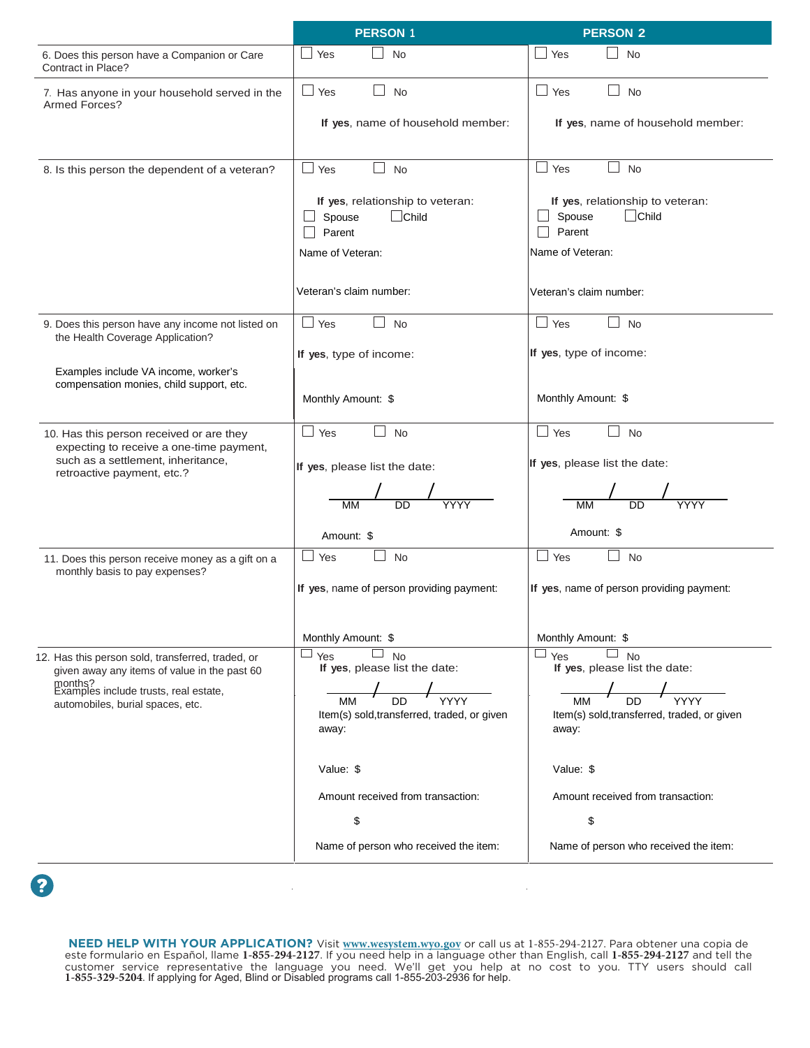| | PERSON 1 | PERSON 2 |
|---|---|---|
| 6. Does this person have a Companion or Care Contract in Place? | ☐ Yes ☐ No | ☐ Yes ☐ No |
| 7. Has anyone in your household served in the Armed Forces? | ☐ Yes ☐ No<br><br>**If yes**, name of household member: | ☐ Yes ☐ No<br><br>**If yes**, name of household member: |
| 8. Is this person the dependent of a veteran? | ☐ Yes ☐ No<br><br>**If yes**, relationship to veteran:<br>☐ Spouse ☐ Child<br>☐ Parent<br><br>Name of Veteran:<br><br>Veteran's claim number: | ☐ Yes ☐ No<br><br>**If yes**, relationship to veteran:<br>☐ Spouse ☐ Child<br>☐ Parent<br><br>Name of Veteran:<br><br>Veteran's claim number: |
| 9. Does this person have any income not listed on the Health Coverage Application?<br><br>Examples include VA income, worker's compensation monies, child support, etc. | ☐ Yes ☐ No<br><br>**If yes**, type of income:<br><br>Monthly Amount: $ | ☐ Yes ☐ No<br><br>**If yes**, type of income:<br><br>Monthly Amount: $ |
| 10. Has this person received or are they expecting to receive a one-time payment, such as a settlement, inheritance, retroactive payment, etc.? | ☐ Yes ☐ No<br><br>**If yes**, please list the date:<br><br>___ / ___ / ___<br>MM DD YYYY<br><br>Amount: $ | ☐ Yes ☐ No<br><br>**If yes**, please list the date:<br><br>___ / ___ / ___<br>MM DD YYYY<br><br>Amount: $ |
| 11. Does this person receive money as a gift on a monthly basis to pay expenses? | ☐ Yes ☐ No<br><br>**If yes**, name of person providing payment:<br><br>Monthly Amount: $ | ☐ Yes ☐ No<br><br>**If yes**, name of person providing payment:<br><br>Monthly Amount: $ |
| 12. Has this person sold, transferred, traded, or given away any items of value in the past 60 months?<br>Examples include trusts, real estate, automobiles, burial spaces, etc. | ☐ Yes ☐ No<br>**If yes**, please list the date:<br><br>___ / ___ / ___<br>MM DD YYYY<br>Item(s) sold,transferred, traded, or given away:<br><br>Value: $<br><br>Amount received from transaction:<br>$<br><br>Name of person who received the item: | ☐ Yes ☐ No<br>**If yes**, please list the date:<br><br>___ / ___ / ___<br>MM DD YYYY<br>Item(s) sold,transferred, traded, or given away:<br><br>Value: $<br><br>Amount received from transaction:<br>$<br><br>Name of person who received the item: |

**NEED HELP WITH YOUR APPLICATION?** Visit **www.wesystem.wyo.gov** or call us at 1-855-294-2127. Para obtener una copia de este formulario en Español, llame **1-855-294-2127**. If you need help in a language other than English, call **1-855-294-2127** and tell the customer service representative the language you need. We'll get you help at no cost to you. TTY users should call **1-855-329-5204**. If applying for Aged, Blind or Disabled programs call 1-855-203-2936 for help.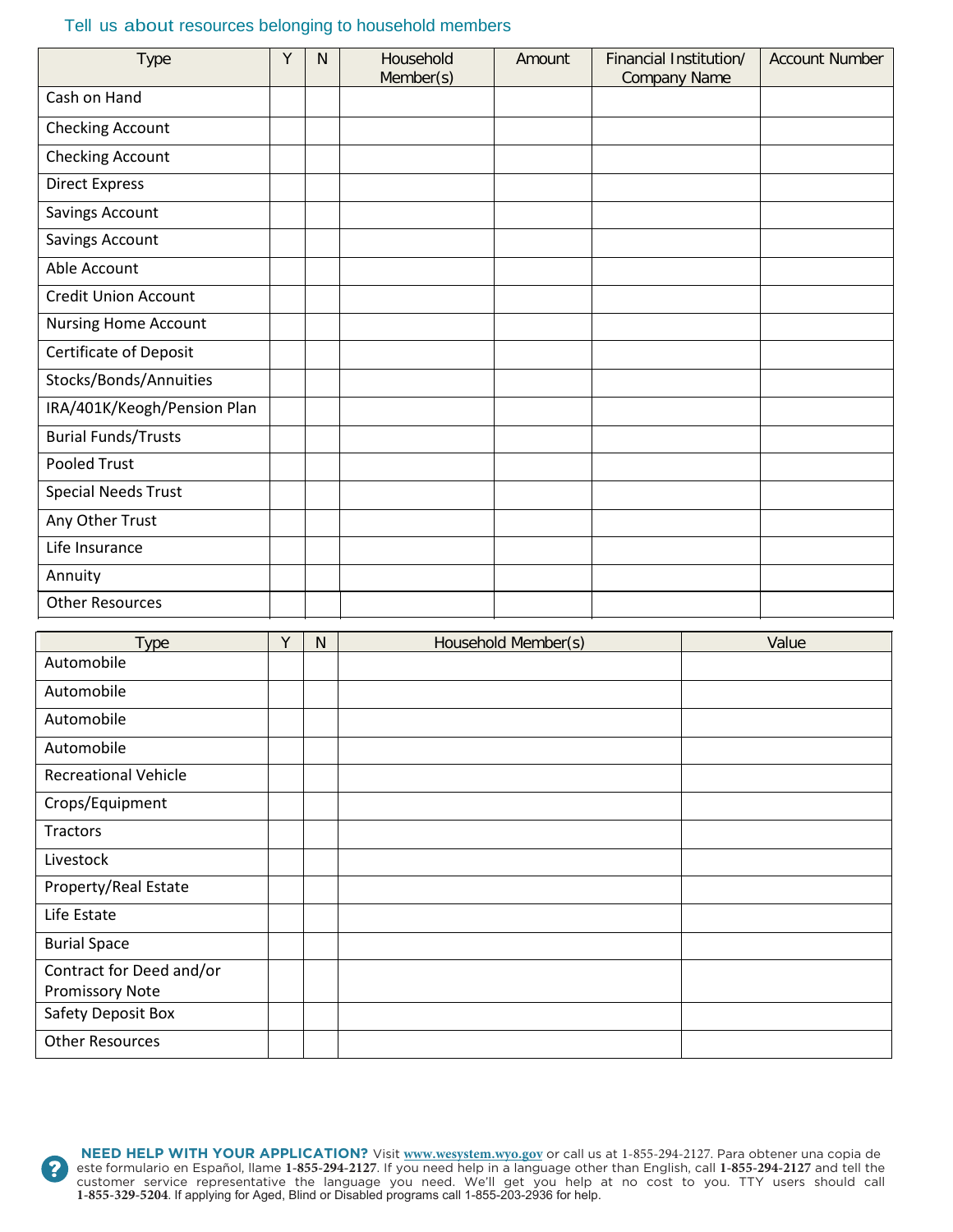## Tell us about resources belonging to household members

| Type | Y | N | Household Member(s) | Amount | Financial Institution/ Company Name | Account Number |
|---|---|---|---|---|---|---|
| Cash on Hand | | | | | | |
| Checking Account | | | | | | |
| Checking Account | | | | | | |
| Direct Express | | | | | | |
| Savings Account | | | | | | |
| Savings Account | | | | | | |
| Able Account | | | | | | |
| Credit Union Account | | | | | | |
| Nursing Home Account | | | | | | |
| Certificate of Deposit | | | | | | |
| Stocks/Bonds/Annuities | | | | | | |
| IRA/401K/Keogh/Pension Plan | | | | | | |
| Burial Funds/Trusts | | | | | | |
| Pooled Trust | | | | | | |
| Special Needs Trust | | | | | | |
| Any Other Trust | | | | | | |
| Life Insurance | | | | | | |
| Annuity | | | | | | |
| Other Resources | | | | | | |

| Type | Y | N | Household Member(s) | Value |
|---|---|---|---|---|
| Automobile | | | | |
| Automobile | | | | |
| Automobile | | | | |
| Automobile | | | | |
| Recreational Vehicle | | | | |
| Crops/Equipment | | | | |
| Tractors | | | | |
| Livestock | | | | |
| Property/Real Estate | | | | |
| Life Estate | | | | |
| Burial Space | | | | |
| Contract for Deed and/or Promissory Note | | | | |
| Safety Deposit Box | | | | |
| Other Resources | | | | |

**NEED HELP WITH YOUR APPLICATION?** Visit www.wesystem.wyo.gov or call us at 1-855-294-2127. Para obtener una copia de este formulario en Español, llame **1-855-294-2127**. If you need help in a language other than English, call **1-855-294-2127** and tell the customer service representative the language you need. We'll get you help at no cost to you. TTY users should call **1-855-329-5204**. If applying for Aged, Blind or Disabled programs call 1-855-203-2936 for help.